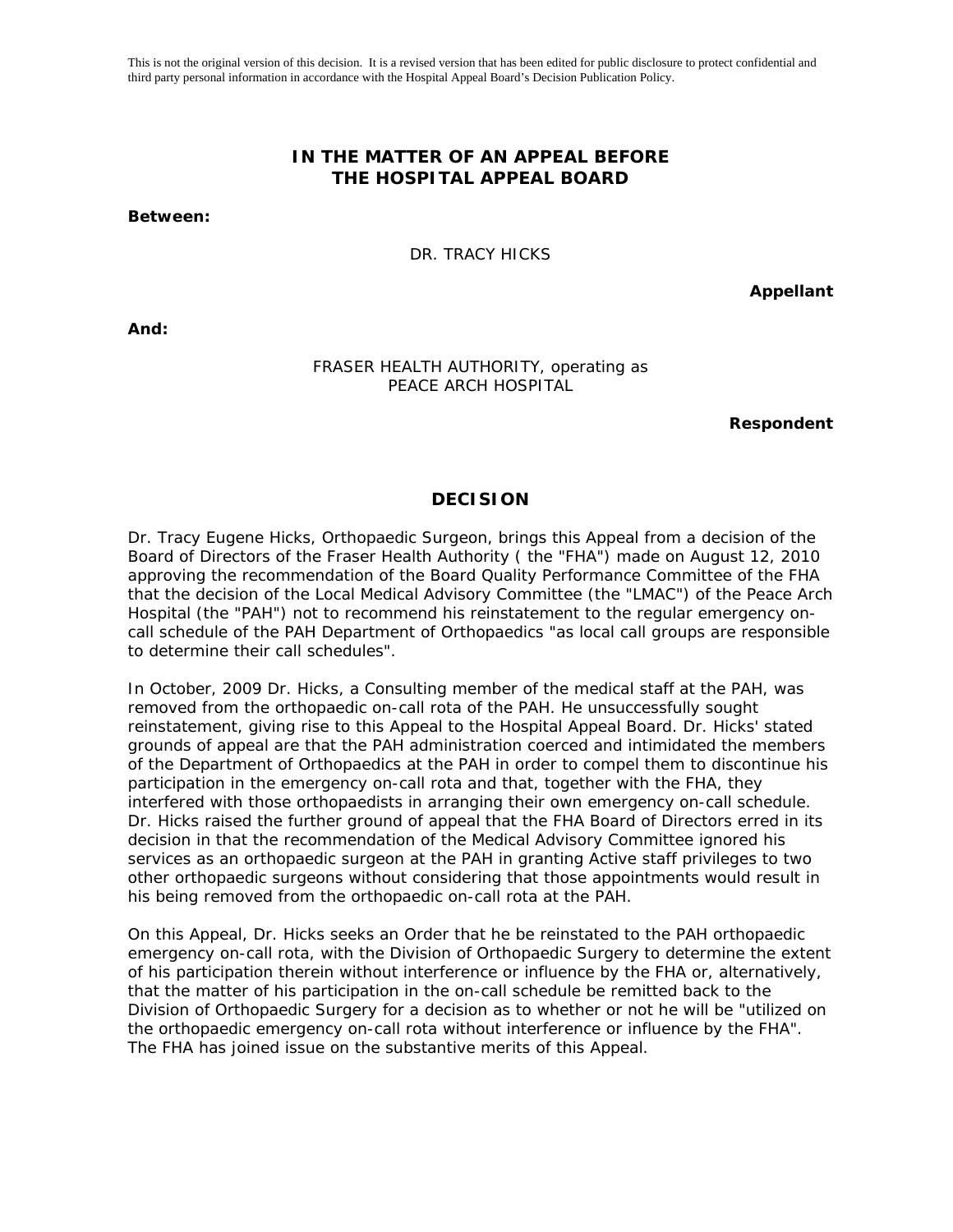This is not the original version of this decision. It is a revised version that has been edited for public disclosure to protect confidential and third party personal information in accordance with the Hospital Appeal Board's Decision Publication Policy.

# IN THE MATTER OF AN APPEAL BEFORE THE HOSPITAL APPEAL BOARD

**Between:**

DR. TRACY HICKS

**Appellant**

**And:**

FRASER HEALTH AUTHORITY, operating as PEACE ARCH HOSPITAL

**Respondent**

## DECISION

Dr. Tracy Eugene Hicks, Orthopaedic Surgeon, brings this Appeal from a decision of the Board of Directors of the Fraser Health Authority ( the "FHA") made on August 12, 2010 approving the recommendation of the Board Quality Performance Committee of the FHA that the decision of the Local Medical Advisory Committee (the "LMAC") of the Peace Arch Hospital (the "PAH") not to recommend his reinstatement to the regular emergency on-call schedule of the PAH Department of Orthopaedics "as local call groups are responsible to determine their call schedules".

In October, 2009 Dr. Hicks, a Consulting member of the medical staff at the PAH, was removed from the orthopaedic on-call rota of the PAH. He unsuccessfully sought reinstatement, giving rise to this Appeal to the Hospital Appeal Board. Dr. Hicks' stated grounds of appeal are that the PAH administration coerced and intimidated the members of the Department of Orthopaedics at the PAH in order to compel them to discontinue his participation in the emergency on-call rota and that, together with the FHA, they interfered with those orthopaedists in arranging their own emergency on-call schedule. Dr. Hicks raised the further ground of appeal that the FHA Board of Directors erred in its decision in that the recommendation of the Medical Advisory Committee ignored his services as an orthopaedic surgeon at the PAH in granting Active staff privileges to two other orthopaedic surgeons without considering that those appointments would result in his being removed from the orthopaedic on-call rota at the PAH.

On this Appeal, Dr. Hicks seeks an Order that he be reinstated to the PAH orthopaedic emergency on-call rota, with the Division of Orthopaedic Surgery to determine the extent of his participation therein without interference or influence by the FHA or, alternatively, that the matter of his participation in the on-call schedule be remitted back to the Division of Orthopaedic Surgery for a decision as to whether or not he will be "utilized on the orthopaedic emergency on-call rota without interference or influence by the FHA". The FHA has joined issue on the substantive merits of this Appeal.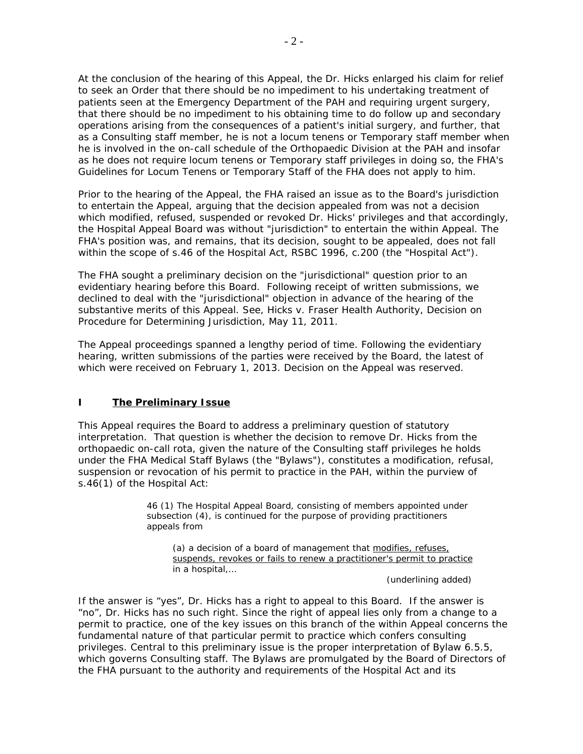At the conclusion of the hearing of this Appeal, the Dr. Hicks enlarged his claim for relief to seek an Order that there should be no impediment to his undertaking treatment of patients seen at the Emergency Department of the PAH and requiring urgent surgery, that there should be no impediment to his obtaining time to do follow up and secondary operations arising from the consequences of a patient's initial surgery, and further, that as a Consulting staff member, he is not a locum tenens or Temporary staff member when he is involved in the on-call schedule of the Orthopaedic Division at the PAH and insofar as he does not require locum tenens or Temporary staff privileges in doing so, the FHA's Guidelines for Locum Tenens or Temporary Staff of the FHA does not apply to him.

Prior to the hearing of the Appeal, the FHA raised an issue as to the Board's jurisdiction to entertain the Appeal, arguing that the decision appealed from was not a decision which modified, refused, suspended or revoked Dr. Hicks' privileges and that accordingly, the Hospital Appeal Board was without "jurisdiction" to entertain the within Appeal. The FHA's position was, and remains, that its decision, sought to be appealed, does not fall within the scope of s.46 of the Hospital Act, RSBC 1996, c.200 (the "Hospital Act").

The FHA sought a preliminary decision on the "jurisdictional" question prior to an evidentiary hearing before this Board. Following receipt of written submissions, we declined to deal with the "jurisdictional" objection in advance of the hearing of the substantive merits of this Appeal. See, Hicks v. Fraser Health Authority, Decision on Procedure for Determining Jurisdiction, May 11, 2011.

The Appeal proceedings spanned a lengthy period of time. Following the evidentiary hearing, written submissions of the parties were received by the Board, the latest of which were received on February 1, 2013. Decision on the Appeal was reserved.

## I The Preliminary Issue

This Appeal requires the Board to address a preliminary question of statutory interpretation. That question is whether the decision to remove Dr. Hicks from the orthopaedic on-call rota, given the nature of the Consulting staff privileges he holds under the FHA Medical Staff Bylaws (the "Bylaws"), constitutes a modification, refusal, suspension or revocation of his permit to practice in the PAH, within the purview of s.46(1) of the Hospital Act:

> 46 (1) The Hospital Appeal Board, consisting of members appointed under subsection (4), is continued for the purpose of providing practitioners appeals from
>
> > (a) a decision of a board of management that <u>modifies, refuses, suspends, revokes or fails to renew a practitioner's permit to practice</u> in a hospital,...
>
> (underlining added)

If the answer is "yes", Dr. Hicks has a right to appeal to this Board. If the answer is "no", Dr. Hicks has no such right. Since the right of appeal lies only from a change to a permit to practice, one of the key issues on this branch of the within Appeal concerns the fundamental nature of that particular permit to practice which confers consulting privileges. Central to this preliminary issue is the proper interpretation of Bylaw 6.5.5, which governs Consulting staff. The Bylaws are promulgated by the Board of Directors of the FHA pursuant to the authority and requirements of the Hospital Act and its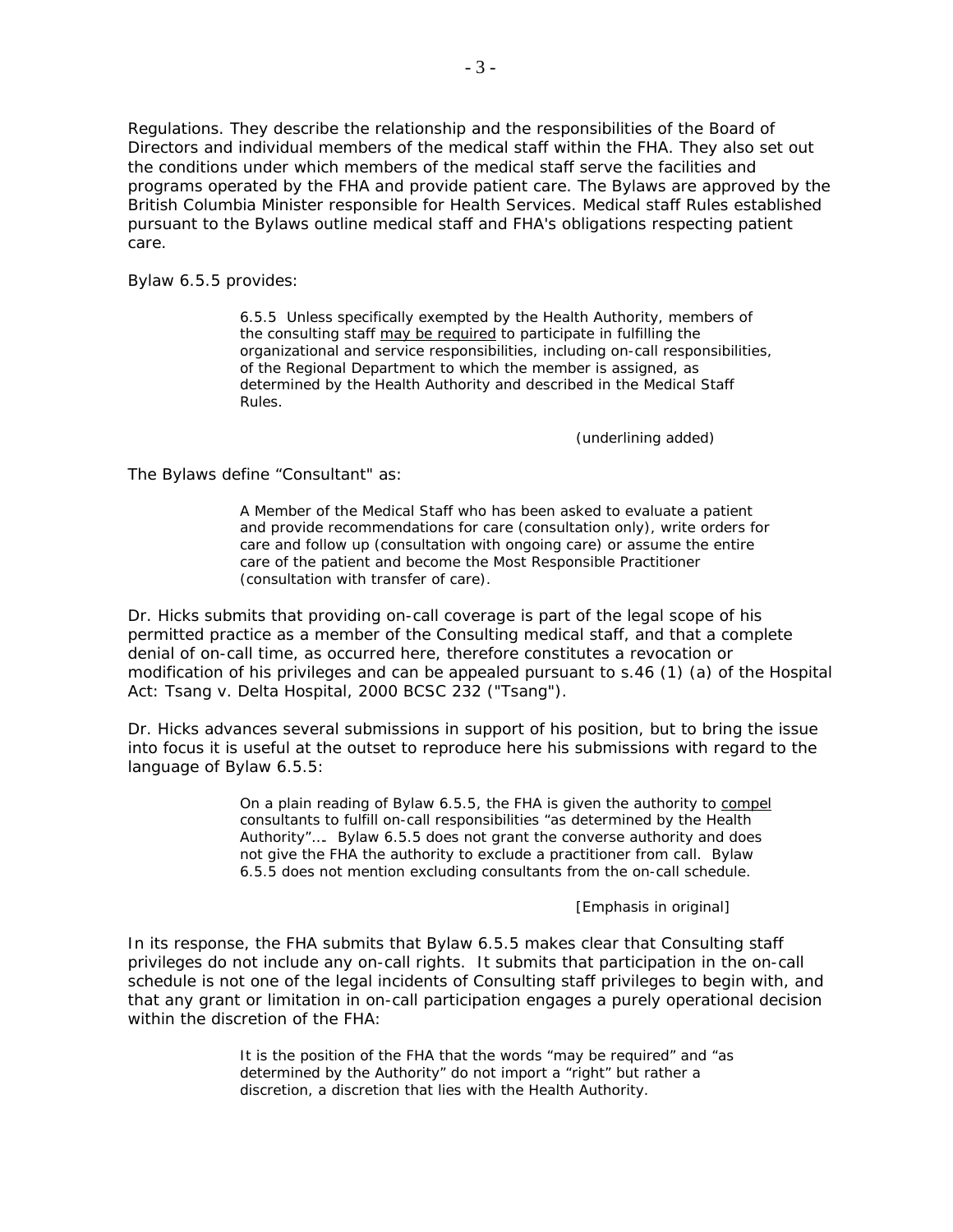Regulations. They describe the relationship and the responsibilities of the Board of Directors and individual members of the medical staff within the FHA. They also set out the conditions under which members of the medical staff serve the facilities and programs operated by the FHA and provide patient care. The Bylaws are approved by the British Columbia Minister responsible for Health Services. Medical staff Rules established pursuant to the Bylaws outline medical staff and FHA's obligations respecting patient care.

Bylaw 6.5.5 provides:

> 6.5.5 Unless specifically exempted by the Health Authority, members of the consulting staff <u>may be required</u> to participate in fulfilling the organizational and service responsibilities, including on-call responsibilities, of the Regional Department to which the member is assigned, as determined by the Health Authority and described in the Medical Staff Rules.
>
> (underlining added)

The Bylaws define "Consultant" as:

> A Member of the Medical Staff who has been asked to evaluate a patient and provide recommendations for care (consultation only), write orders for care and follow up (consultation with ongoing care) or assume the entire care of the patient and become the Most Responsible Practitioner (consultation with transfer of care).

Dr. Hicks submits that providing on-call coverage is part of the legal scope of his permitted practice as a member of the Consulting medical staff, and that a complete denial of on-call time, as occurred here, therefore constitutes a revocation or modification of his privileges and can be appealed pursuant to s.46 (1) (a) of the Hospital Act: Tsang v. Delta Hospital, 2000 BCSC 232 ("Tsang").

Dr. Hicks advances several submissions in support of his position, but to bring the issue into focus it is useful at the outset to reproduce here his submissions with regard to the language of Bylaw 6.5.5:

> On a plain reading of Bylaw 6.5.5, the FHA is given the authority to <u>compel</u> consultants to fulfill on-call responsibilities "as determined by the Health Authority"…. Bylaw 6.5.5 does not grant the converse authority and does not give the FHA the authority to exclude a practitioner from call. Bylaw 6.5.5 does not mention excluding consultants from the on-call schedule.
>
> [Emphasis in original]

In its response, the FHA submits that Bylaw 6.5.5 makes clear that Consulting staff privileges do not include any on-call rights. It submits that participation in the on-call schedule is not one of the legal incidents of Consulting staff privileges to begin with, and that any grant or limitation in on-call participation engages a purely operational decision within the discretion of the FHA:

> It is the position of the FHA that the words "may be required" and "as determined by the Authority" do not import a "right" but rather a discretion, a discretion that lies with the Health Authority.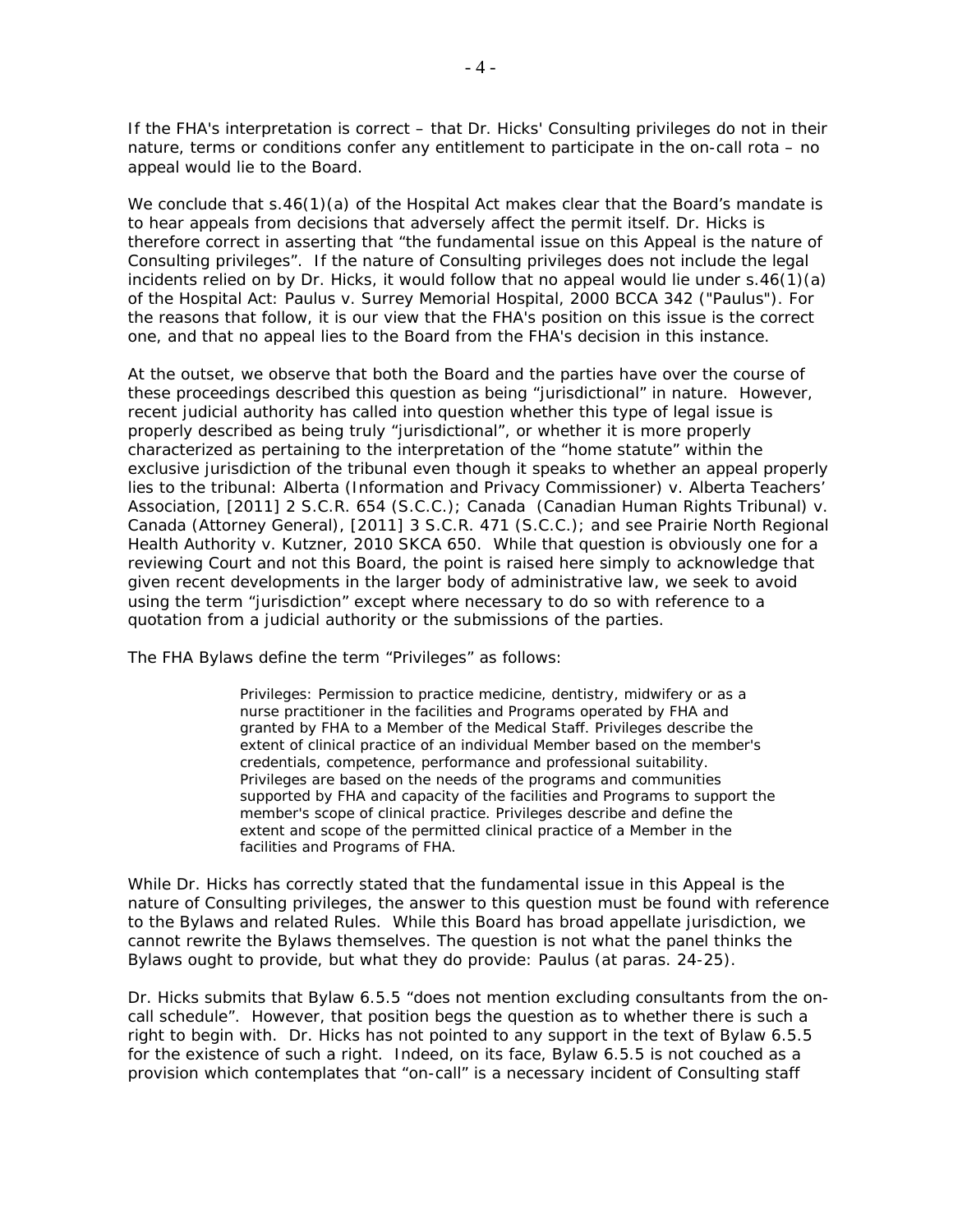If the FHA's interpretation is correct – that Dr. Hicks' Consulting privileges do not in their nature, terms or conditions confer any entitlement to participate in the on-call rota – no appeal would lie to the Board.

We conclude that s.46(1)(a) of the Hospital Act makes clear that the Board's mandate is to hear appeals from decisions that adversely affect the permit itself. Dr. Hicks is therefore correct in asserting that "the fundamental issue on this Appeal is the nature of Consulting privileges". If the nature of Consulting privileges does not include the legal incidents relied on by Dr. Hicks, it would follow that no appeal would lie under s.46(1)(a) of the Hospital Act: Paulus v. Surrey Memorial Hospital, 2000 BCCA 342 ("Paulus"). For the reasons that follow, it is our view that the FHA's position on this issue is the correct one, and that no appeal lies to the Board from the FHA's decision in this instance.

At the outset, we observe that both the Board and the parties have over the course of these proceedings described this question as being "jurisdictional" in nature. However, recent judicial authority has called into question whether this type of legal issue is properly described as being truly "jurisdictional", or whether it is more properly characterized as pertaining to the interpretation of the "home statute" within the exclusive jurisdiction of the tribunal even though it speaks to whether an appeal properly lies to the tribunal: Alberta (Information and Privacy Commissioner) v. Alberta Teachers' Association, [2011] 2 S.C.R. 654 (S.C.C.); Canada (Canadian Human Rights Tribunal) v. Canada (Attorney General), [2011] 3 S.C.R. 471 (S.C.C.); and see Prairie North Regional Health Authority v. Kutzner, 2010 SKCA 650. While that question is obviously one for a reviewing Court and not this Board, the point is raised here simply to acknowledge that given recent developments in the larger body of administrative law, we seek to avoid using the term "jurisdiction" except where necessary to do so with reference to a quotation from a judicial authority or the submissions of the parties.

The FHA Bylaws define the term "Privileges" as follows:

> Privileges: Permission to practice medicine, dentistry, midwifery or as a nurse practitioner in the facilities and Programs operated by FHA and granted by FHA to a Member of the Medical Staff. Privileges describe the extent of clinical practice of an individual Member based on the member's credentials, competence, performance and professional suitability. Privileges are based on the needs of the programs and communities supported by FHA and capacity of the facilities and Programs to support the member's scope of clinical practice. Privileges describe and define the extent and scope of the permitted clinical practice of a Member in the facilities and Programs of FHA.

While Dr. Hicks has correctly stated that the fundamental issue in this Appeal is the nature of Consulting privileges, the answer to this question must be found with reference to the Bylaws and related Rules. While this Board has broad appellate jurisdiction, we cannot rewrite the Bylaws themselves. The question is not what the panel thinks the Bylaws ought to provide, but what they do provide: Paulus (at paras. 24-25).

Dr. Hicks submits that Bylaw 6.5.5 "does not mention excluding consultants from the on-call schedule". However, that position begs the question as to whether there is such a right to begin with. Dr. Hicks has not pointed to any support in the text of Bylaw 6.5.5 for the existence of such a right. Indeed, on its face, Bylaw 6.5.5 is not couched as a provision which contemplates that "on-call" is a necessary incident of Consulting staff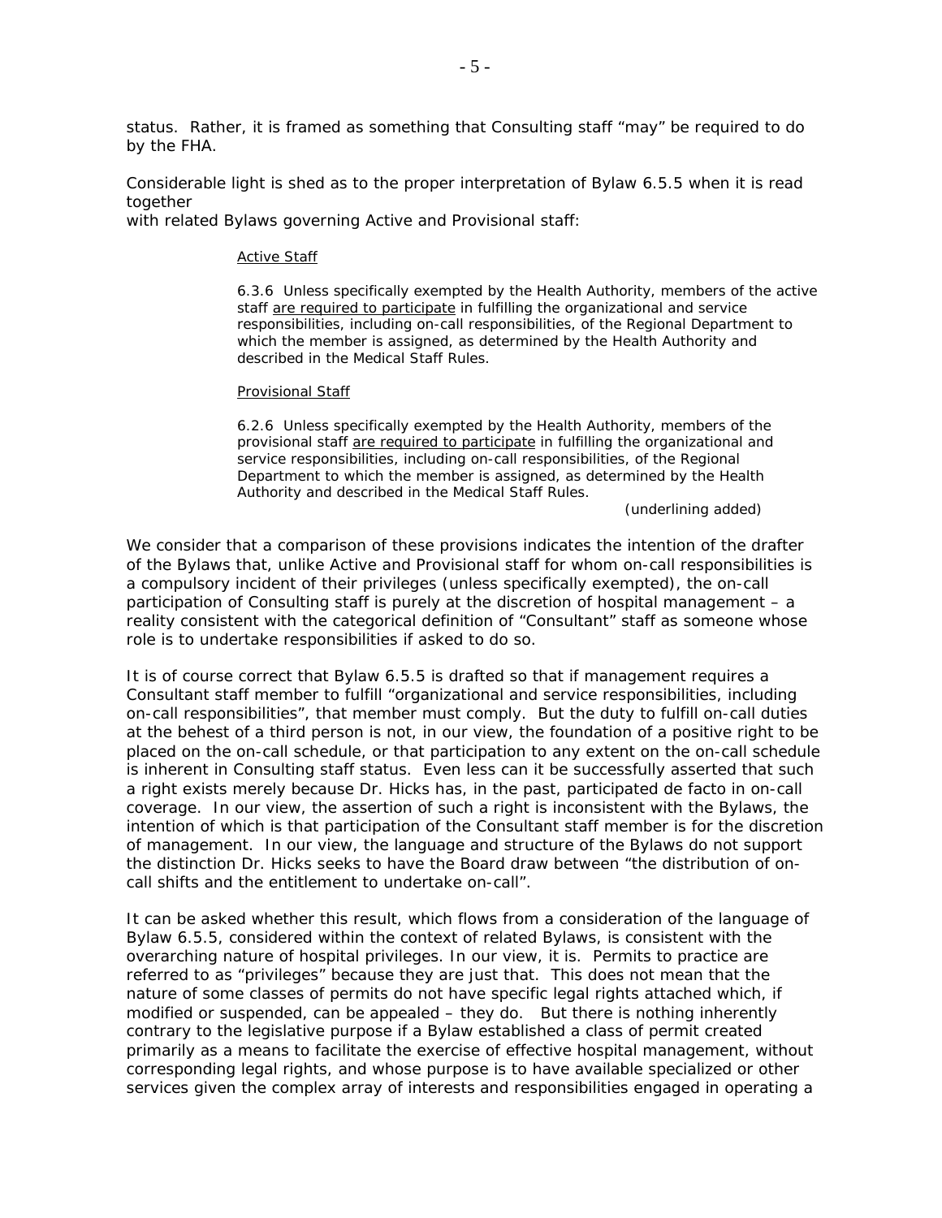status. Rather, it is framed as something that Consulting staff "may" be required to do by the FHA.

Considerable light is shed as to the proper interpretation of Bylaw 6.5.5 when it is read together
with related Bylaws governing Active and Provisional staff:

> Active Staff
>
> 6.3.6 Unless specifically exempted by the Health Authority, members of the active staff are required to participate in fulfilling the organizational and service responsibilities, including on-call responsibilities, of the Regional Department to which the member is assigned, as determined by the Health Authority and described in the Medical Staff Rules.
>
> Provisional Staff
>
> 6.2.6 Unless specifically exempted by the Health Authority, members of the provisional staff are required to participate in fulfilling the organizational and service responsibilities, including on-call responsibilities, of the Regional Department to which the member is assigned, as determined by the Health Authority and described in the Medical Staff Rules.
>
> (underlining added)

We consider that a comparison of these provisions indicates the intention of the drafter of the Bylaws that, unlike Active and Provisional staff for whom on-call responsibilities is a compulsory incident of their privileges (unless specifically exempted), the on-call participation of Consulting staff is purely at the discretion of hospital management – a reality consistent with the categorical definition of "Consultant" staff as someone whose role is to undertake responsibilities if asked to do so.

It is of course correct that Bylaw 6.5.5 is drafted so that if management requires a Consultant staff member to fulfill "organizational and service responsibilities, including on-call responsibilities", that member must comply. But the duty to fulfill on-call duties at the behest of a third person is not, in our view, the foundation of a positive right to be placed on the on-call schedule, or that participation to any extent on the on-call schedule is inherent in Consulting staff status. Even less can it be successfully asserted that such a right exists merely because Dr. Hicks has, in the past, participated de facto in on-call coverage. In our view, the assertion of such a right is inconsistent with the Bylaws, the intention of which is that participation of the Consultant staff member is for the discretion of management. In our view, the language and structure of the Bylaws do not support the distinction Dr. Hicks seeks to have the Board draw between "the distribution of on-call shifts and the entitlement to undertake on-call".

It can be asked whether this result, which flows from a consideration of the language of Bylaw 6.5.5, considered within the context of related Bylaws, is consistent with the overarching nature of hospital privileges. In our view, it is. Permits to practice are referred to as "privileges" because they are just that. This does not mean that the nature of some classes of permits do not have specific legal rights attached which, if modified or suspended, can be appealed – they do. But there is nothing inherently contrary to the legislative purpose if a Bylaw established a class of permit created primarily as a means to facilitate the exercise of effective hospital management, without corresponding legal rights, and whose purpose is to have available specialized or other services given the complex array of interests and responsibilities engaged in operating a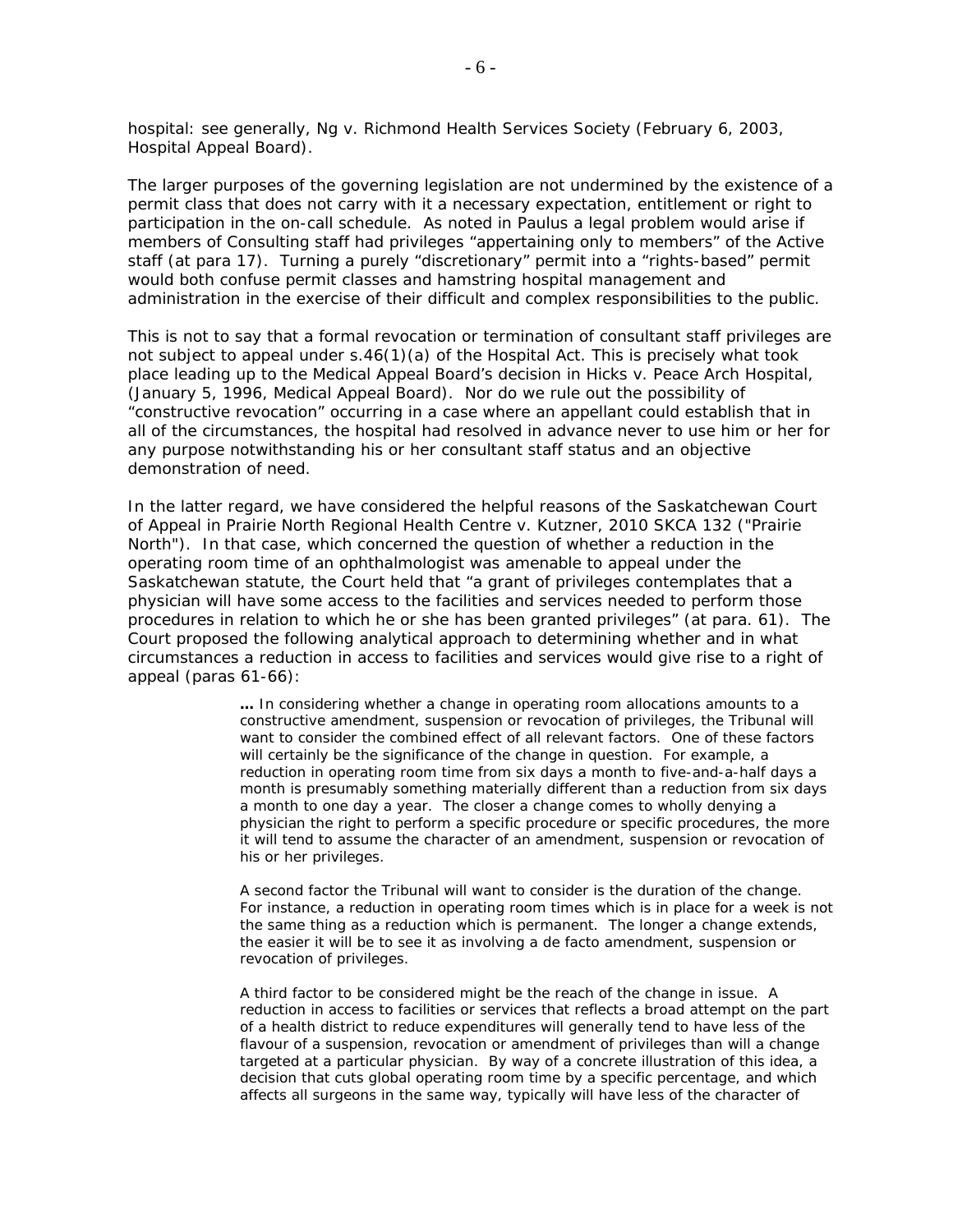hospital: see generally, Ng v. Richmond Health Services Society (February 6, 2003, Hospital Appeal Board).

The larger purposes of the governing legislation are not undermined by the existence of a permit class that does not carry with it a necessary expectation, entitlement or right to participation in the on-call schedule. As noted in Paulus a legal problem would arise if members of Consulting staff had privileges "appertaining only to members" of the Active staff (at para 17). Turning a purely "discretionary" permit into a "rights-based" permit would both confuse permit classes and hamstring hospital management and administration in the exercise of their difficult and complex responsibilities to the public.

This is not to say that a formal revocation or termination of consultant staff privileges are not subject to appeal under s.46(1)(a) of the Hospital Act. This is precisely what took place leading up to the Medical Appeal Board's decision in Hicks v. Peace Arch Hospital, (January 5, 1996, Medical Appeal Board). Nor do we rule out the possibility of "constructive revocation" occurring in a case where an appellant could establish that in all of the circumstances, the hospital had resolved in advance never to use him or her for any purpose notwithstanding his or her consultant staff status and an objective demonstration of need.

In the latter regard, we have considered the helpful reasons of the Saskatchewan Court of Appeal in Prairie North Regional Health Centre v. Kutzner, 2010 SKCA 132 ("Prairie North"). In that case, which concerned the question of whether a reduction in the operating room time of an ophthalmologist was amenable to appeal under the Saskatchewan statute, the Court held that "a grant of privileges contemplates that a physician will have some access to the facilities and services needed to perform those procedures in relation to which he or she has been granted privileges" (at para. 61). The Court proposed the following analytical approach to determining whether and in what circumstances a reduction in access to facilities and services would give rise to a right of appeal (paras 61-66):

> **…** In considering whether a change in operating room allocations amounts to a constructive amendment, suspension or revocation of privileges, the Tribunal will want to consider the combined effect of all relevant factors. One of these factors will certainly be the significance of the change in question. For example, a reduction in operating room time from six days a month to five-and-a-half days a month is presumably something materially different than a reduction from six days a month to one day a year. The closer a change comes to wholly denying a physician the right to perform a specific procedure or specific procedures, the more it will tend to assume the character of an amendment, suspension or revocation of his or her privileges.
>
> A second factor the Tribunal will want to consider is the duration of the change. For instance, a reduction in operating room times which is in place for a week is not the same thing as a reduction which is permanent. The longer a change extends, the easier it will be to see it as involving a de facto amendment, suspension or revocation of privileges.
>
> A third factor to be considered might be the reach of the change in issue. A reduction in access to facilities or services that reflects a broad attempt on the part of a health district to reduce expenditures will generally tend to have less of the flavour of a suspension, revocation or amendment of privileges than will a change targeted at a particular physician. By way of a concrete illustration of this idea, a decision that cuts global operating room time by a specific percentage, and which affects all surgeons in the same way, typically will have less of the character of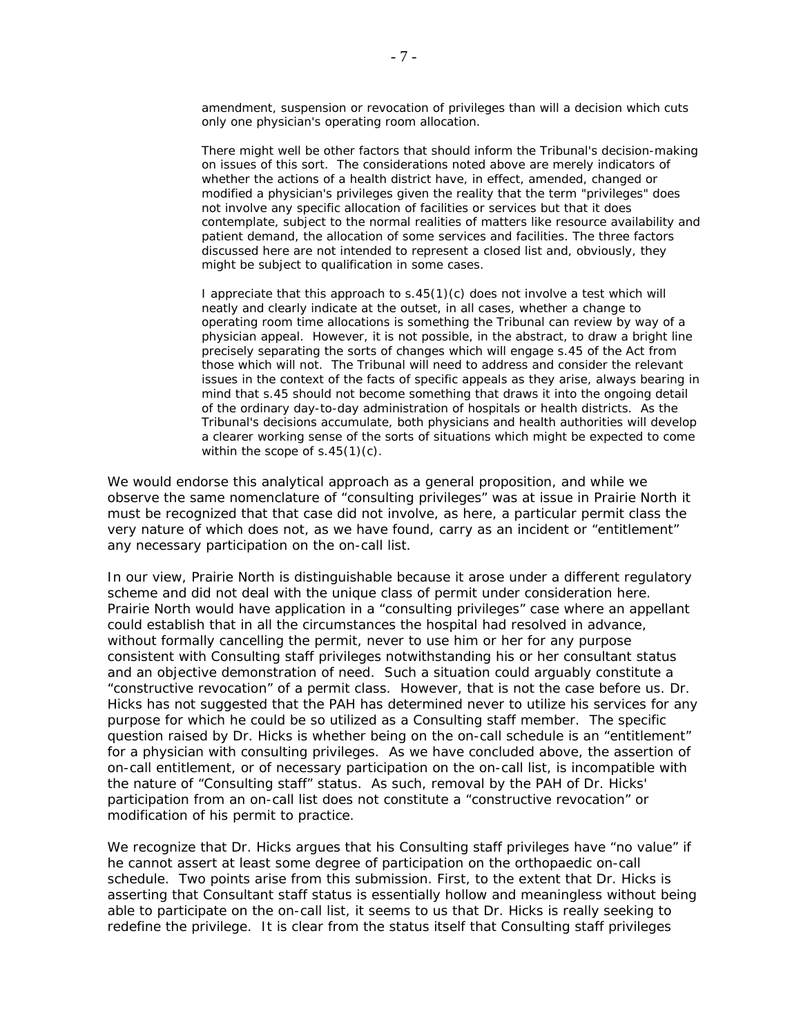> amendment, suspension or revocation of privileges than will a decision which cuts only one physician's operating room allocation.
>
> There might well be other factors that should inform the Tribunal's decision-making on issues of this sort. The considerations noted above are merely indicators of whether the actions of a health district have, in effect, amended, changed or modified a physician's privileges given the reality that the term "privileges" does not involve any specific allocation of facilities or services but that it does contemplate, subject to the normal realities of matters like resource availability and patient demand, the allocation of some services and facilities. The three factors discussed here are not intended to represent a closed list and, obviously, they might be subject to qualification in some cases.
>
> I appreciate that this approach to s.45(1)(c) does not involve a test which will neatly and clearly indicate at the outset, in all cases, whether a change to operating room time allocations is something the Tribunal can review by way of a physician appeal. However, it is not possible, in the abstract, to draw a bright line precisely separating the sorts of changes which will engage s.45 of the Act from those which will not. The Tribunal will need to address and consider the relevant issues in the context of the facts of specific appeals as they arise, always bearing in mind that s.45 should not become something that draws it into the ongoing detail of the ordinary day-to-day administration of hospitals or health districts. As the Tribunal's decisions accumulate, both physicians and health authorities will develop a clearer working sense of the sorts of situations which might be expected to come within the scope of s.45(1)(c).

We would endorse this analytical approach as a general proposition, and while we observe the same nomenclature of "consulting privileges" was at issue in Prairie North it must be recognized that that case did not involve, as here, a particular permit class the very nature of which does not, as we have found, carry as an incident or "entitlement" any necessary participation on the on-call list.

In our view, Prairie North is distinguishable because it arose under a different regulatory scheme and did not deal with the unique class of permit under consideration here. Prairie North would have application in a "consulting privileges" case where an appellant could establish that in all the circumstances the hospital had resolved in advance, without formally cancelling the permit, never to use him or her for any purpose consistent with Consulting staff privileges notwithstanding his or her consultant status and an objective demonstration of need. Such a situation could arguably constitute a "constructive revocation" of a permit class. However, that is not the case before us. Dr. Hicks has not suggested that the PAH has determined never to utilize his services for any purpose for which he could be so utilized as a Consulting staff member. The specific question raised by Dr. Hicks is whether being on the on-call schedule is an "entitlement" for a physician with consulting privileges. As we have concluded above, the assertion of on-call entitlement, or of necessary participation on the on-call list, is incompatible with the nature of "Consulting staff" status. As such, removal by the PAH of Dr. Hicks' participation from an on-call list does not constitute a "constructive revocation" or modification of his permit to practice.

We recognize that Dr. Hicks argues that his Consulting staff privileges have "no value" if he cannot assert at least some degree of participation on the orthopaedic on-call schedule. Two points arise from this submission. First, to the extent that Dr. Hicks is asserting that Consultant staff status is essentially hollow and meaningless without being able to participate on the on-call list, it seems to us that Dr. Hicks is really seeking to redefine the privilege. It is clear from the status itself that Consulting staff privileges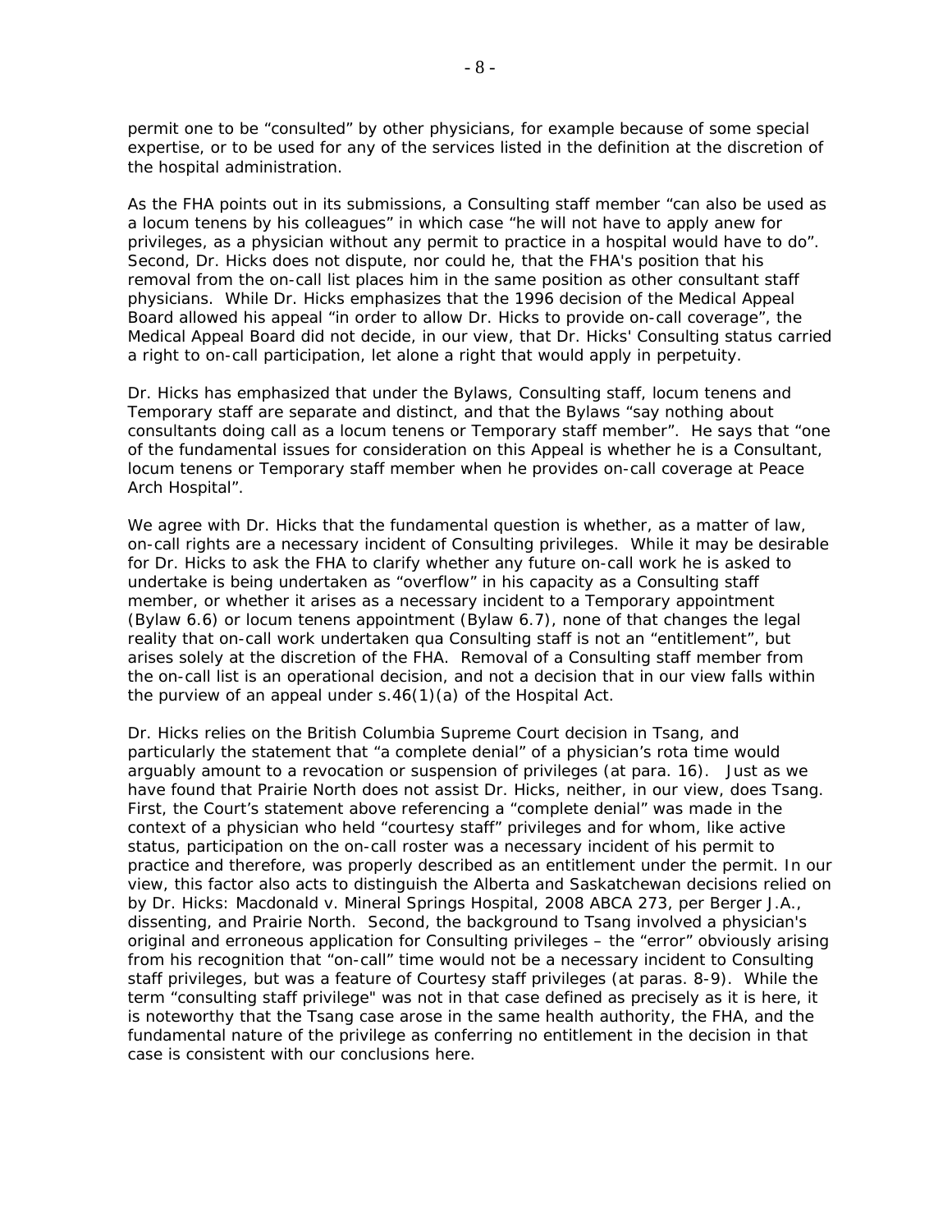permit one to be "consulted" by other physicians, for example because of some special expertise, or to be used for any of the services listed in the definition at the discretion of the hospital administration.

As the FHA points out in its submissions, a Consulting staff member "can also be used as a locum tenens by his colleagues" in which case "he will not have to apply anew for privileges, as a physician without any permit to practice in a hospital would have to do". Second, Dr. Hicks does not dispute, nor could he, that the FHA's position that his removal from the on-call list places him in the same position as other consultant staff physicians. While Dr. Hicks emphasizes that the 1996 decision of the Medical Appeal Board allowed his appeal "in order to allow Dr. Hicks to provide on-call coverage", the Medical Appeal Board did not decide, in our view, that Dr. Hicks' Consulting status carried a right to on-call participation, let alone a right that would apply in perpetuity.

Dr. Hicks has emphasized that under the Bylaws, Consulting staff, locum tenens and Temporary staff are separate and distinct, and that the Bylaws "say nothing about consultants doing call as a locum tenens or Temporary staff member". He says that "one of the fundamental issues for consideration on this Appeal is whether he is a Consultant, locum tenens or Temporary staff member when he provides on-call coverage at Peace Arch Hospital".

We agree with Dr. Hicks that the fundamental question is whether, as a matter of law, on-call rights are a necessary incident of Consulting privileges. While it may be desirable for Dr. Hicks to ask the FHA to clarify whether any future on-call work he is asked to undertake is being undertaken as "overflow" in his capacity as a Consulting staff member, or whether it arises as a necessary incident to a Temporary appointment (Bylaw 6.6) or locum tenens appointment (Bylaw 6.7), none of that changes the legal reality that on-call work undertaken qua Consulting staff is not an "entitlement", but arises solely at the discretion of the FHA. Removal of a Consulting staff member from the on-call list is an operational decision, and not a decision that in our view falls within the purview of an appeal under s.46(1)(a) of the Hospital Act.

Dr. Hicks relies on the British Columbia Supreme Court decision in Tsang, and particularly the statement that "a complete denial" of a physician's rota time would arguably amount to a revocation or suspension of privileges (at para. 16). Just as we have found that Prairie North does not assist Dr. Hicks, neither, in our view, does Tsang. First, the Court's statement above referencing a "complete denial" was made in the context of a physician who held "courtesy staff" privileges and for whom, like active status, participation on the on-call roster was a necessary incident of his permit to practice and therefore, was properly described as an entitlement under the permit. In our view, this factor also acts to distinguish the Alberta and Saskatchewan decisions relied on by Dr. Hicks: Macdonald v. Mineral Springs Hospital, 2008 ABCA 273, per Berger J.A., dissenting, and Prairie North. Second, the background to Tsang involved a physician's original and erroneous application for Consulting privileges – the "error" obviously arising from his recognition that "on-call" time would not be a necessary incident to Consulting staff privileges, but was a feature of Courtesy staff privileges (at paras. 8-9). While the term "consulting staff privilege" was not in that case defined as precisely as it is here, it is noteworthy that the Tsang case arose in the same health authority, the FHA, and the fundamental nature of the privilege as conferring no entitlement in the decision in that case is consistent with our conclusions here.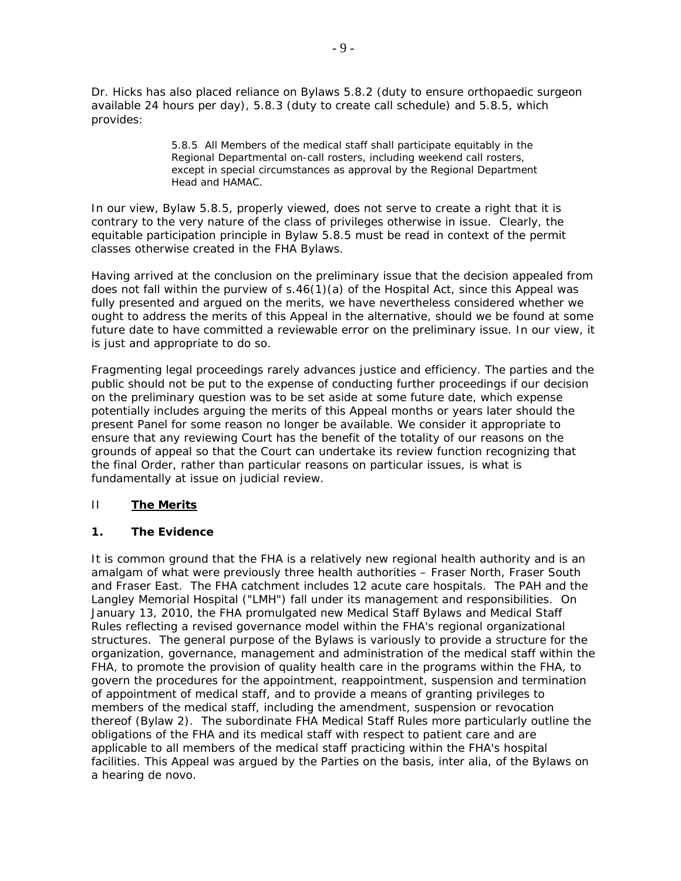Dr. Hicks has also placed reliance on Bylaws 5.8.2 (duty to ensure orthopaedic surgeon available 24 hours per day), 5.8.3 (duty to create call schedule) and 5.8.5, which provides:

> 5.8.5 All Members of the medical staff shall participate equitably in the Regional Departmental on-call rosters, including weekend call rosters, except in special circumstances as approval by the Regional Department Head and HAMAC.

In our view, Bylaw 5.8.5, properly viewed, does not serve to create a right that it is contrary to the very nature of the class of privileges otherwise in issue. Clearly, the equitable participation principle in Bylaw 5.8.5 must be read in context of the permit classes otherwise created in the FHA Bylaws.

Having arrived at the conclusion on the preliminary issue that the decision appealed from does not fall within the purview of s.46(1)(a) of the Hospital Act, since this Appeal was fully presented and argued on the merits, we have nevertheless considered whether we ought to address the merits of this Appeal in the alternative, should we be found at some future date to have committed a reviewable error on the preliminary issue. In our view, it is just and appropriate to do so.

Fragmenting legal proceedings rarely advances justice and efficiency. The parties and the public should not be put to the expense of conducting further proceedings if our decision on the preliminary question was to be set aside at some future date, which expense potentially includes arguing the merits of this Appeal months or years later should the present Panel for some reason no longer be available. We consider it appropriate to ensure that any reviewing Court has the benefit of the totality of our reasons on the grounds of appeal so that the Court can undertake its review function recognizing that the final Order, rather than particular reasons on particular issues, is what is fundamentally at issue on judicial review.

## II **<u>The Merits</u>**

### 1. The Evidence

It is common ground that the FHA is a relatively new regional health authority and is an amalgam of what were previously three health authorities – Fraser North, Fraser South and Fraser East. The FHA catchment includes 12 acute care hospitals. The PAH and the Langley Memorial Hospital ("LMH") fall under its management and responsibilities. On January 13, 2010, the FHA promulgated new Medical Staff Bylaws and Medical Staff Rules reflecting a revised governance model within the FHA's regional organizational structures. The general purpose of the Bylaws is variously to provide a structure for the organization, governance, management and administration of the medical staff within the FHA, to promote the provision of quality health care in the programs within the FHA, to govern the procedures for the appointment, reappointment, suspension and termination of appointment of medical staff, and to provide a means of granting privileges to members of the medical staff, including the amendment, suspension or revocation thereof (Bylaw 2). The subordinate FHA Medical Staff Rules more particularly outline the obligations of the FHA and its medical staff with respect to patient care and are applicable to all members of the medical staff practicing within the FHA's hospital facilities. This Appeal was argued by the Parties on the basis, inter alia, of the Bylaws on a hearing de novo.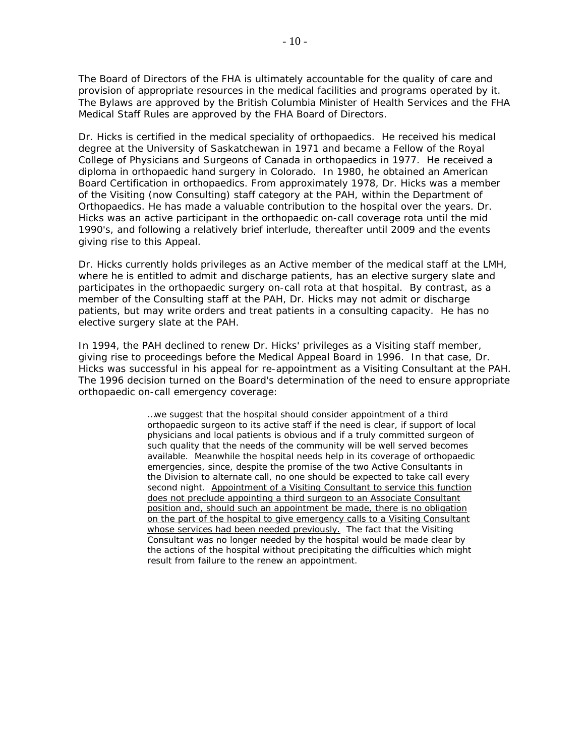The Board of Directors of the FHA is ultimately accountable for the quality of care and provision of appropriate resources in the medical facilities and programs operated by it. The Bylaws are approved by the British Columbia Minister of Health Services and the FHA Medical Staff Rules are approved by the FHA Board of Directors.

Dr. Hicks is certified in the medical speciality of orthopaedics. He received his medical degree at the University of Saskatchewan in 1971 and became a Fellow of the Royal College of Physicians and Surgeons of Canada in orthopaedics in 1977. He received a diploma in orthopaedic hand surgery in Colorado. In 1980, he obtained an American Board Certification in orthopaedics. From approximately 1978, Dr. Hicks was a member of the Visiting (now Consulting) staff category at the PAH, within the Department of Orthopaedics. He has made a valuable contribution to the hospital over the years. Dr. Hicks was an active participant in the orthopaedic on-call coverage rota until the mid 1990's, and following a relatively brief interlude, thereafter until 2009 and the events giving rise to this Appeal.

Dr. Hicks currently holds privileges as an Active member of the medical staff at the LMH, where he is entitled to admit and discharge patients, has an elective surgery slate and participates in the orthopaedic surgery on-call rota at that hospital. By contrast, as a member of the Consulting staff at the PAH, Dr. Hicks may not admit or discharge patients, but may write orders and treat patients in a consulting capacity. He has no elective surgery slate at the PAH.

In 1994, the PAH declined to renew Dr. Hicks' privileges as a Visiting staff member, giving rise to proceedings before the Medical Appeal Board in 1996. In that case, Dr. Hicks was successful in his appeal for re-appointment as a Visiting Consultant at the PAH. The 1996 decision turned on the Board's determination of the need to ensure appropriate orthopaedic on-call emergency coverage:

> …we suggest that the hospital should consider appointment of a third orthopaedic surgeon to its active staff if the need is clear, if support of local physicians and local patients is obvious and if a truly committed surgeon of such quality that the needs of the community will be well served becomes available. Meanwhile the hospital needs help in its coverage of orthopaedic emergencies, since, despite the promise of the two Active Consultants in the Division to alternate call, no one should be expected to take call every second night. <u>Appointment of a Visiting Consultant to service this function does not preclude appointing a third surgeon to an Associate Consultant position and, should such an appointment be made, there is no obligation on the part of the hospital to give emergency calls to a Visiting Consultant whose services had been needed previously.</u> The fact that the Visiting Consultant was no longer needed by the hospital would be made clear by the actions of the hospital without precipitating the difficulties which might result from failure to the renew an appointment.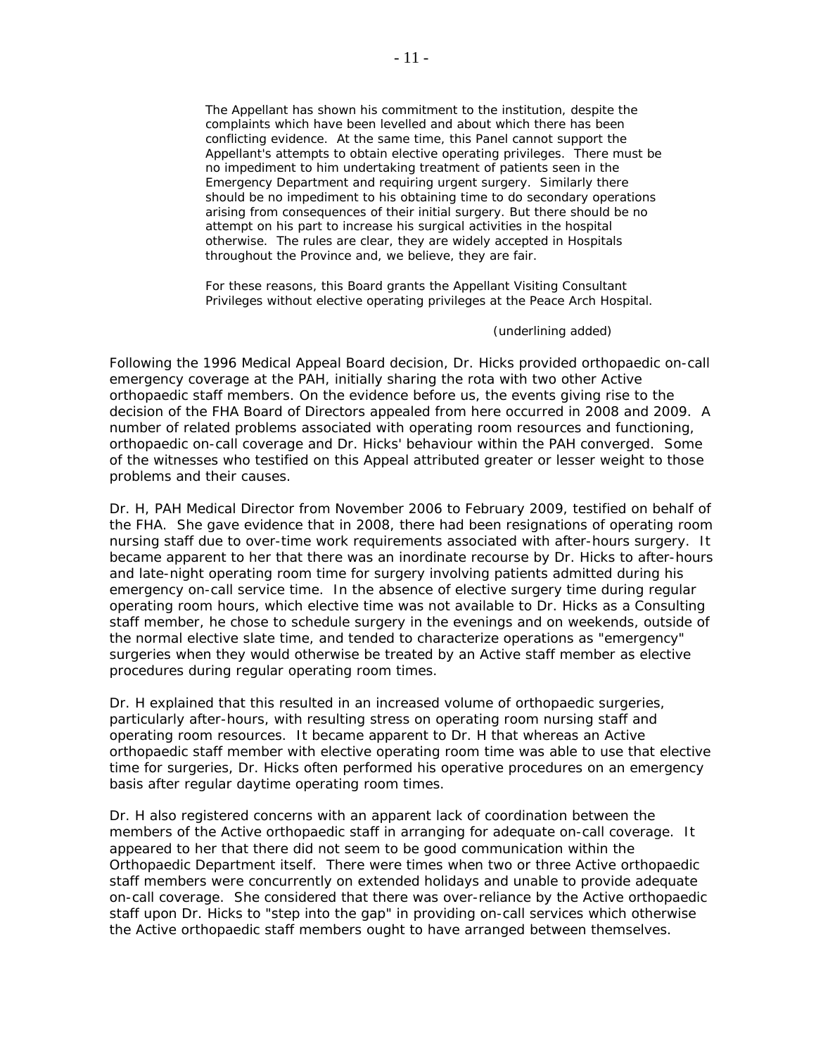> The Appellant has shown his commitment to the institution, despite the complaints which have been levelled and about which there has been conflicting evidence. At the same time, this Panel cannot support the Appellant's attempts to obtain elective operating privileges. There must be no impediment to him undertaking treatment of patients seen in the Emergency Department and requiring urgent surgery. Similarly there should be no impediment to his obtaining time to do secondary operations arising from consequences of their initial surgery. But there should be no attempt on his part to increase his surgical activities in the hospital otherwise. The rules are clear, they are widely accepted in Hospitals throughout the Province and, we believe, they are fair.
>
> For these reasons, this Board grants the Appellant Visiting Consultant Privileges without elective operating privileges at the Peace Arch Hospital.
>
> (underlining added)

Following the 1996 Medical Appeal Board decision, Dr. Hicks provided orthopaedic on-call emergency coverage at the PAH, initially sharing the rota with two other Active orthopaedic staff members. On the evidence before us, the events giving rise to the decision of the FHA Board of Directors appealed from here occurred in 2008 and 2009. A number of related problems associated with operating room resources and functioning, orthopaedic on-call coverage and Dr. Hicks' behaviour within the PAH converged. Some of the witnesses who testified on this Appeal attributed greater or lesser weight to those problems and their causes.

Dr. H, PAH Medical Director from November 2006 to February 2009, testified on behalf of the FHA. She gave evidence that in 2008, there had been resignations of operating room nursing staff due to over-time work requirements associated with after-hours surgery. It became apparent to her that there was an inordinate recourse by Dr. Hicks to after-hours and late-night operating room time for surgery involving patients admitted during his emergency on-call service time. In the absence of elective surgery time during regular operating room hours, which elective time was not available to Dr. Hicks as a Consulting staff member, he chose to schedule surgery in the evenings and on weekends, outside of the normal elective slate time, and tended to characterize operations as "emergency" surgeries when they would otherwise be treated by an Active staff member as elective procedures during regular operating room times.

Dr. H explained that this resulted in an increased volume of orthopaedic surgeries, particularly after-hours, with resulting stress on operating room nursing staff and operating room resources. It became apparent to Dr. H that whereas an Active orthopaedic staff member with elective operating room time was able to use that elective time for surgeries, Dr. Hicks often performed his operative procedures on an emergency basis after regular daytime operating room times.

Dr. H also registered concerns with an apparent lack of coordination between the members of the Active orthopaedic staff in arranging for adequate on-call coverage. It appeared to her that there did not seem to be good communication within the Orthopaedic Department itself. There were times when two or three Active orthopaedic staff members were concurrently on extended holidays and unable to provide adequate on-call coverage. She considered that there was over-reliance by the Active orthopaedic staff upon Dr. Hicks to "step into the gap" in providing on-call services which otherwise the Active orthopaedic staff members ought to have arranged between themselves.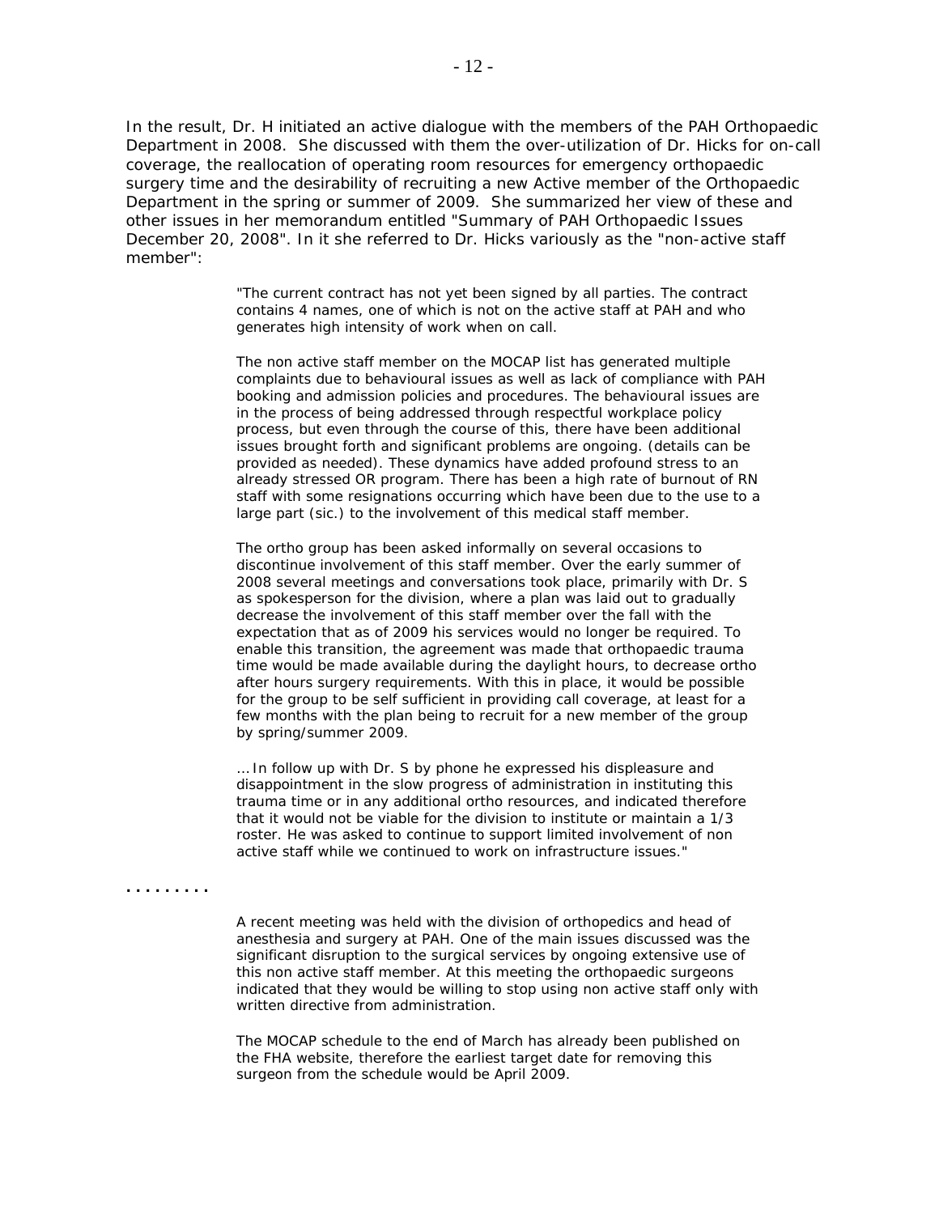In the result, Dr. H initiated an active dialogue with the members of the PAH Orthopaedic Department in 2008. She discussed with them the over-utilization of Dr. Hicks for on-call coverage, the reallocation of operating room resources for emergency orthopaedic surgery time and the desirability of recruiting a new Active member of the Orthopaedic Department in the spring or summer of 2009. She summarized her view of these and other issues in her memorandum entitled "Summary of PAH Orthopaedic Issues December 20, 2008". In it she referred to Dr. Hicks variously as the "non-active staff member":

> "The current contract has not yet been signed by all parties. The contract contains 4 names, one of which is not on the active staff at PAH and who generates high intensity of work when on call.
>
> The non active staff member on the MOCAP list has generated multiple complaints due to behavioural issues as well as lack of compliance with PAH booking and admission policies and procedures. The behavioural issues are in the process of being addressed through respectful workplace policy process, but even through the course of this, there have been additional issues brought forth and significant problems are ongoing. (details can be provided as needed). These dynamics have added profound stress to an already stressed OR program. There has been a high rate of burnout of RN staff with some resignations occurring which have been due to the use to a large part (sic.) to the involvement of this medical staff member.
>
> The ortho group has been asked informally on several occasions to discontinue involvement of this staff member. Over the early summer of 2008 several meetings and conversations took place, primarily with Dr. S as spokesperson for the division, where a plan was laid out to gradually decrease the involvement of this staff member over the fall with the expectation that as of 2009 his services would no longer be required. To enable this transition, the agreement was made that orthopaedic trauma time would be made available during the daylight hours, to decrease ortho after hours surgery requirements. With this in place, it would be possible for the group to be self sufficient in providing call coverage, at least for a few months with the plan being to recruit for a new member of the group by spring/summer 2009.
>
> … In follow up with Dr. S by phone he expressed his displeasure and disappointment in the slow progress of administration in instituting this trauma time or in any additional ortho resources, and indicated therefore that it would not be viable for the division to institute or maintain a 1/3 roster. He was asked to continue to support limited involvement of non active staff while we continued to work on infrastructure issues."

.........

> A recent meeting was held with the division of orthopedics and head of anesthesia and surgery at PAH. One of the main issues discussed was the significant disruption to the surgical services by ongoing extensive use of this non active staff member. At this meeting the orthopaedic surgeons indicated that they would be willing to stop using non active staff only with written directive from administration.
>
> The MOCAP schedule to the end of March has already been published on the FHA website, therefore the earliest target date for removing this surgeon from the schedule would be April 2009.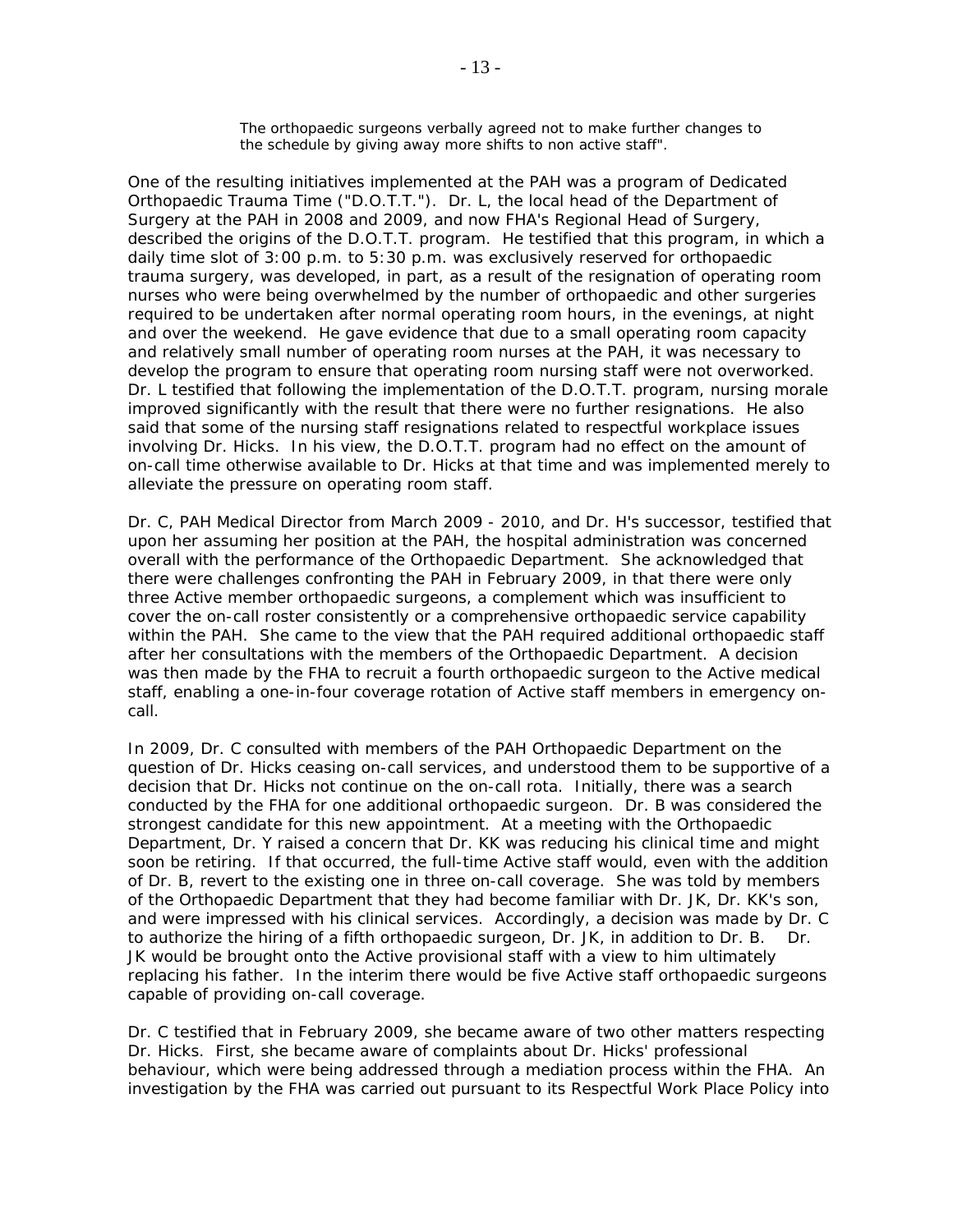> The orthopaedic surgeons verbally agreed not to make further changes to the schedule by giving away more shifts to non active staff".

One of the resulting initiatives implemented at the PAH was a program of Dedicated Orthopaedic Trauma Time ("D.O.T.T."). Dr. L, the local head of the Department of Surgery at the PAH in 2008 and 2009, and now FHA's Regional Head of Surgery, described the origins of the D.O.T.T. program. He testified that this program, in which a daily time slot of 3:00 p.m. to 5:30 p.m. was exclusively reserved for orthopaedic trauma surgery, was developed, in part, as a result of the resignation of operating room nurses who were being overwhelmed by the number of orthopaedic and other surgeries required to be undertaken after normal operating room hours, in the evenings, at night and over the weekend. He gave evidence that due to a small operating room capacity and relatively small number of operating room nurses at the PAH, it was necessary to develop the program to ensure that operating room nursing staff were not overworked. Dr. L testified that following the implementation of the D.O.T.T. program, nursing morale improved significantly with the result that there were no further resignations. He also said that some of the nursing staff resignations related to respectful workplace issues involving Dr. Hicks. In his view, the D.O.T.T. program had no effect on the amount of on-call time otherwise available to Dr. Hicks at that time and was implemented merely to alleviate the pressure on operating room staff.

Dr. C, PAH Medical Director from March 2009 - 2010, and Dr. H's successor, testified that upon her assuming her position at the PAH, the hospital administration was concerned overall with the performance of the Orthopaedic Department. She acknowledged that there were challenges confronting the PAH in February 2009, in that there were only three Active member orthopaedic surgeons, a complement which was insufficient to cover the on-call roster consistently or a comprehensive orthopaedic service capability within the PAH. She came to the view that the PAH required additional orthopaedic staff after her consultations with the members of the Orthopaedic Department. A decision was then made by the FHA to recruit a fourth orthopaedic surgeon to the Active medical staff, enabling a one-in-four coverage rotation of Active staff members in emergency on-call.

In 2009, Dr. C consulted with members of the PAH Orthopaedic Department on the question of Dr. Hicks ceasing on-call services, and understood them to be supportive of a decision that Dr. Hicks not continue on the on-call rota. Initially, there was a search conducted by the FHA for one additional orthopaedic surgeon. Dr. B was considered the strongest candidate for this new appointment. At a meeting with the Orthopaedic Department, Dr. Y raised a concern that Dr. KK was reducing his clinical time and might soon be retiring. If that occurred, the full-time Active staff would, even with the addition of Dr. B, revert to the existing one in three on-call coverage. She was told by members of the Orthopaedic Department that they had become familiar with Dr. JK, Dr. KK's son, and were impressed with his clinical services. Accordingly, a decision was made by Dr. C to authorize the hiring of a fifth orthopaedic surgeon, Dr. JK, in addition to Dr. B. Dr. JK would be brought onto the Active provisional staff with a view to him ultimately replacing his father. In the interim there would be five Active staff orthopaedic surgeons capable of providing on-call coverage.

Dr. C testified that in February 2009, she became aware of two other matters respecting Dr. Hicks. First, she became aware of complaints about Dr. Hicks' professional behaviour, which were being addressed through a mediation process within the FHA. An investigation by the FHA was carried out pursuant to its Respectful Work Place Policy into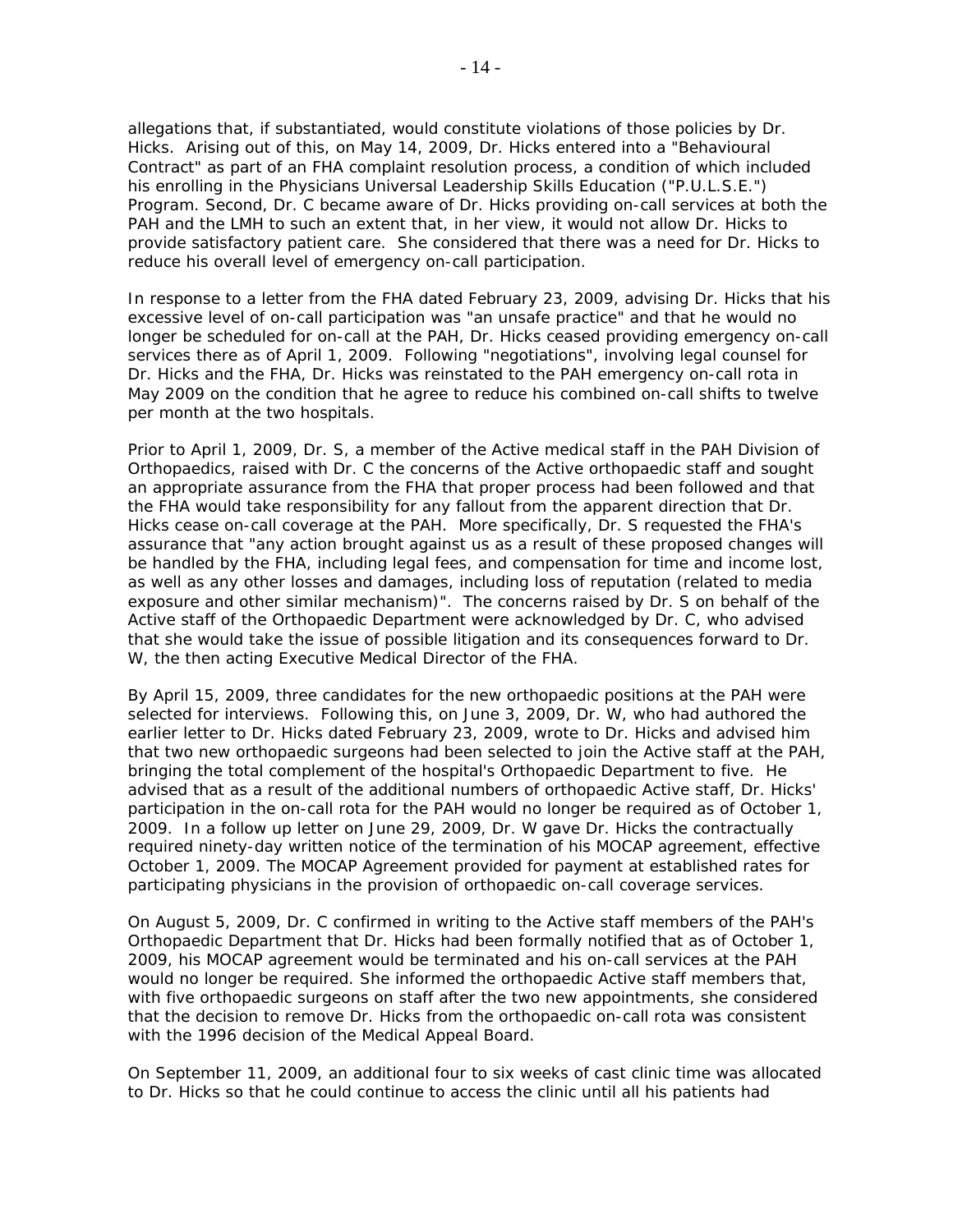allegations that, if substantiated, would constitute violations of those policies by Dr. Hicks. Arising out of this, on May 14, 2009, Dr. Hicks entered into a "Behavioural Contract" as part of an FHA complaint resolution process, a condition of which included his enrolling in the Physicians Universal Leadership Skills Education ("P.U.L.S.E.") Program. Second, Dr. C became aware of Dr. Hicks providing on-call services at both the PAH and the LMH to such an extent that, in her view, it would not allow Dr. Hicks to provide satisfactory patient care. She considered that there was a need for Dr. Hicks to reduce his overall level of emergency on-call participation.

In response to a letter from the FHA dated February 23, 2009, advising Dr. Hicks that his excessive level of on-call participation was "an unsafe practice" and that he would no longer be scheduled for on-call at the PAH, Dr. Hicks ceased providing emergency on-call services there as of April 1, 2009. Following "negotiations", involving legal counsel for Dr. Hicks and the FHA, Dr. Hicks was reinstated to the PAH emergency on-call rota in May 2009 on the condition that he agree to reduce his combined on-call shifts to twelve per month at the two hospitals.

Prior to April 1, 2009, Dr. S, a member of the Active medical staff in the PAH Division of Orthopaedics, raised with Dr. C the concerns of the Active orthopaedic staff and sought an appropriate assurance from the FHA that proper process had been followed and that the FHA would take responsibility for any fallout from the apparent direction that Dr. Hicks cease on-call coverage at the PAH. More specifically, Dr. S requested the FHA's assurance that "any action brought against us as a result of these proposed changes will be handled by the FHA, including legal fees, and compensation for time and income lost, as well as any other losses and damages, including loss of reputation (related to media exposure and other similar mechanism)". The concerns raised by Dr. S on behalf of the Active staff of the Orthopaedic Department were acknowledged by Dr. C, who advised that she would take the issue of possible litigation and its consequences forward to Dr. W, the then acting Executive Medical Director of the FHA.

By April 15, 2009, three candidates for the new orthopaedic positions at the PAH were selected for interviews. Following this, on June 3, 2009, Dr. W, who had authored the earlier letter to Dr. Hicks dated February 23, 2009, wrote to Dr. Hicks and advised him that two new orthopaedic surgeons had been selected to join the Active staff at the PAH, bringing the total complement of the hospital's Orthopaedic Department to five. He advised that as a result of the additional numbers of orthopaedic Active staff, Dr. Hicks' participation in the on-call rota for the PAH would no longer be required as of October 1, 2009. In a follow up letter on June 29, 2009, Dr. W gave Dr. Hicks the contractually required ninety-day written notice of the termination of his MOCAP agreement, effective October 1, 2009. The MOCAP Agreement provided for payment at established rates for participating physicians in the provision of orthopaedic on-call coverage services.

On August 5, 2009, Dr. C confirmed in writing to the Active staff members of the PAH's Orthopaedic Department that Dr. Hicks had been formally notified that as of October 1, 2009, his MOCAP agreement would be terminated and his on-call services at the PAH would no longer be required. She informed the orthopaedic Active staff members that, with five orthopaedic surgeons on staff after the two new appointments, she considered that the decision to remove Dr. Hicks from the orthopaedic on-call rota was consistent with the 1996 decision of the Medical Appeal Board.

On September 11, 2009, an additional four to six weeks of cast clinic time was allocated to Dr. Hicks so that he could continue to access the clinic until all his patients had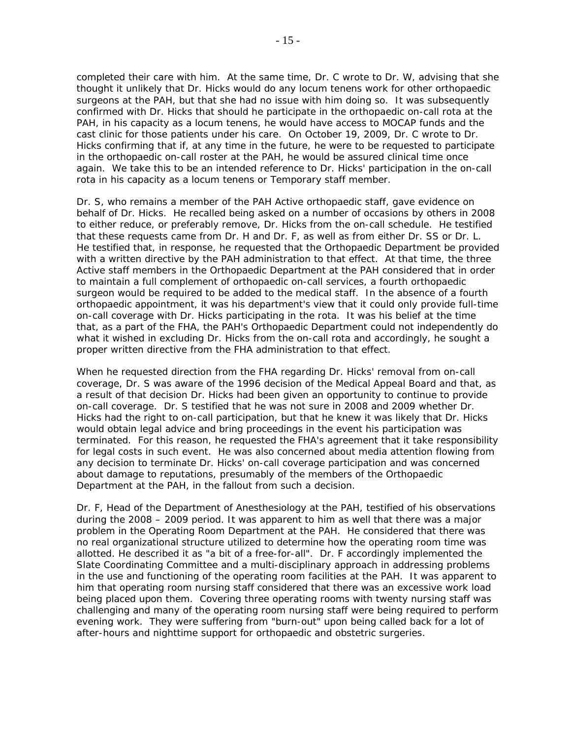completed their care with him. At the same time, Dr. C wrote to Dr. W, advising that she thought it unlikely that Dr. Hicks would do any locum tenens work for other orthopaedic surgeons at the PAH, but that she had no issue with him doing so. It was subsequently confirmed with Dr. Hicks that should he participate in the orthopaedic on-call rota at the PAH, in his capacity as a locum tenens, he would have access to MOCAP funds and the cast clinic for those patients under his care. On October 19, 2009, Dr. C wrote to Dr. Hicks confirming that if, at any time in the future, he were to be requested to participate in the orthopaedic on-call roster at the PAH, he would be assured clinical time once again. We take this to be an intended reference to Dr. Hicks' participation in the on-call rota in his capacity as a locum tenens or Temporary staff member.

Dr. S, who remains a member of the PAH Active orthopaedic staff, gave evidence on behalf of Dr. Hicks. He recalled being asked on a number of occasions by others in 2008 to either reduce, or preferably remove, Dr. Hicks from the on-call schedule. He testified that these requests came from Dr. H and Dr. F, as well as from either Dr. SS or Dr. L. He testified that, in response, he requested that the Orthopaedic Department be provided with a written directive by the PAH administration to that effect. At that time, the three Active staff members in the Orthopaedic Department at the PAH considered that in order to maintain a full complement of orthopaedic on-call services, a fourth orthopaedic surgeon would be required to be added to the medical staff. In the absence of a fourth orthopaedic appointment, it was his department's view that it could only provide full-time on-call coverage with Dr. Hicks participating in the rota. It was his belief at the time that, as a part of the FHA, the PAH's Orthopaedic Department could not independently do what it wished in excluding Dr. Hicks from the on-call rota and accordingly, he sought a proper written directive from the FHA administration to that effect.

When he requested direction from the FHA regarding Dr. Hicks' removal from on-call coverage, Dr. S was aware of the 1996 decision of the Medical Appeal Board and that, as a result of that decision Dr. Hicks had been given an opportunity to continue to provide on-call coverage. Dr. S testified that he was not sure in 2008 and 2009 whether Dr. Hicks had the right to on-call participation, but that he knew it was likely that Dr. Hicks would obtain legal advice and bring proceedings in the event his participation was terminated. For this reason, he requested the FHA's agreement that it take responsibility for legal costs in such event. He was also concerned about media attention flowing from any decision to terminate Dr. Hicks' on-call coverage participation and was concerned about damage to reputations, presumably of the members of the Orthopaedic Department at the PAH, in the fallout from such a decision.

Dr. F, Head of the Department of Anesthesiology at the PAH, testified of his observations during the 2008 – 2009 period. It was apparent to him as well that there was a major problem in the Operating Room Department at the PAH. He considered that there was no real organizational structure utilized to determine how the operating room time was allotted. He described it as "a bit of a free-for-all". Dr. F accordingly implemented the Slate Coordinating Committee and a multi-disciplinary approach in addressing problems in the use and functioning of the operating room facilities at the PAH. It was apparent to him that operating room nursing staff considered that there was an excessive work load being placed upon them. Covering three operating rooms with twenty nursing staff was challenging and many of the operating room nursing staff were being required to perform evening work. They were suffering from "burn-out" upon being called back for a lot of after-hours and nighttime support for orthopaedic and obstetric surgeries.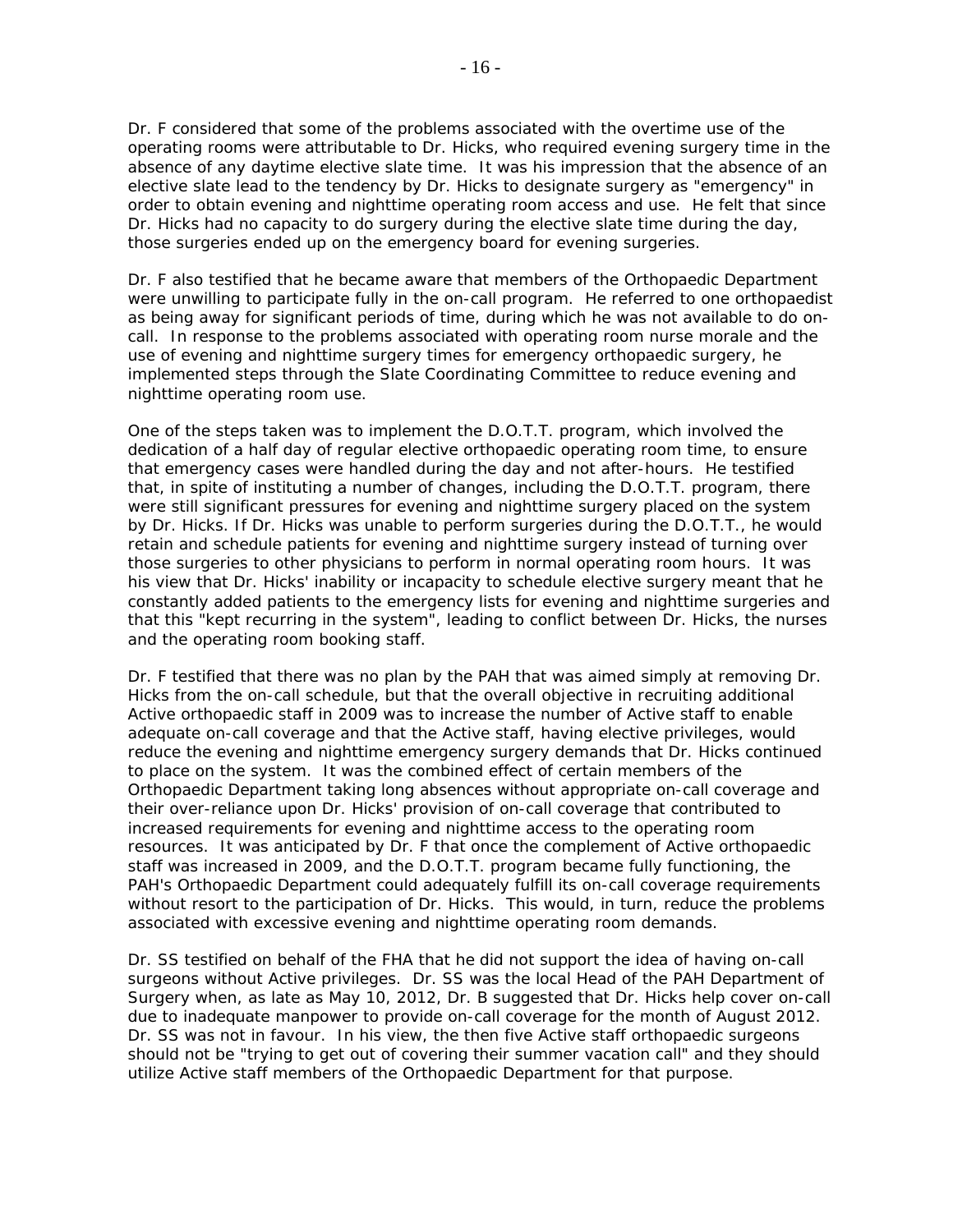Dr. F considered that some of the problems associated with the overtime use of the operating rooms were attributable to Dr. Hicks, who required evening surgery time in the absence of any daytime elective slate time. It was his impression that the absence of an elective slate lead to the tendency by Dr. Hicks to designate surgery as "emergency" in order to obtain evening and nighttime operating room access and use. He felt that since Dr. Hicks had no capacity to do surgery during the elective slate time during the day, those surgeries ended up on the emergency board for evening surgeries.

Dr. F also testified that he became aware that members of the Orthopaedic Department were unwilling to participate fully in the on-call program. He referred to one orthopaedist as being away for significant periods of time, during which he was not available to do on-call. In response to the problems associated with operating room nurse morale and the use of evening and nighttime surgery times for emergency orthopaedic surgery, he implemented steps through the Slate Coordinating Committee to reduce evening and nighttime operating room use.

One of the steps taken was to implement the D.O.T.T. program, which involved the dedication of a half day of regular elective orthopaedic operating room time, to ensure that emergency cases were handled during the day and not after-hours. He testified that, in spite of instituting a number of changes, including the D.O.T.T. program, there were still significant pressures for evening and nighttime surgery placed on the system by Dr. Hicks. If Dr. Hicks was unable to perform surgeries during the D.O.T.T., he would retain and schedule patients for evening and nighttime surgery instead of turning over those surgeries to other physicians to perform in normal operating room hours. It was his view that Dr. Hicks' inability or incapacity to schedule elective surgery meant that he constantly added patients to the emergency lists for evening and nighttime surgeries and that this "kept recurring in the system", leading to conflict between Dr. Hicks, the nurses and the operating room booking staff.

Dr. F testified that there was no plan by the PAH that was aimed simply at removing Dr. Hicks from the on-call schedule, but that the overall objective in recruiting additional Active orthopaedic staff in 2009 was to increase the number of Active staff to enable adequate on-call coverage and that the Active staff, having elective privileges, would reduce the evening and nighttime emergency surgery demands that Dr. Hicks continued to place on the system. It was the combined effect of certain members of the Orthopaedic Department taking long absences without appropriate on-call coverage and their over-reliance upon Dr. Hicks' provision of on-call coverage that contributed to increased requirements for evening and nighttime access to the operating room resources. It was anticipated by Dr. F that once the complement of Active orthopaedic staff was increased in 2009, and the D.O.T.T. program became fully functioning, the PAH's Orthopaedic Department could adequately fulfill its on-call coverage requirements without resort to the participation of Dr. Hicks. This would, in turn, reduce the problems associated with excessive evening and nighttime operating room demands.

Dr. SS testified on behalf of the FHA that he did not support the idea of having on-call surgeons without Active privileges. Dr. SS was the local Head of the PAH Department of Surgery when, as late as May 10, 2012, Dr. B suggested that Dr. Hicks help cover on-call due to inadequate manpower to provide on-call coverage for the month of August 2012. Dr. SS was not in favour. In his view, the then five Active staff orthopaedic surgeons should not be "trying to get out of covering their summer vacation call" and they should utilize Active staff members of the Orthopaedic Department for that purpose.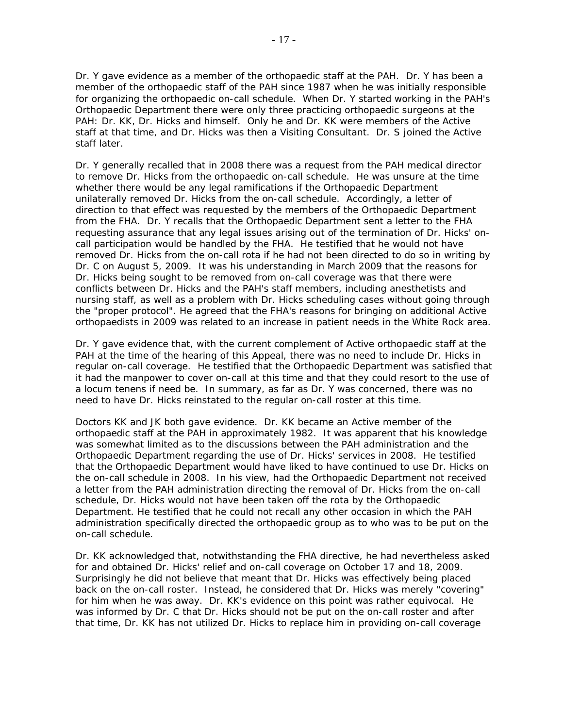Dr. Y gave evidence as a member of the orthopaedic staff at the PAH. Dr. Y has been a member of the orthopaedic staff of the PAH since 1987 when he was initially responsible for organizing the orthopaedic on-call schedule. When Dr. Y started working in the PAH's Orthopaedic Department there were only three practicing orthopaedic surgeons at the PAH: Dr. KK, Dr. Hicks and himself. Only he and Dr. KK were members of the Active staff at that time, and Dr. Hicks was then a Visiting Consultant. Dr. S joined the Active staff later.

Dr. Y generally recalled that in 2008 there was a request from the PAH medical director to remove Dr. Hicks from the orthopaedic on-call schedule. He was unsure at the time whether there would be any legal ramifications if the Orthopaedic Department unilaterally removed Dr. Hicks from the on-call schedule. Accordingly, a letter of direction to that effect was requested by the members of the Orthopaedic Department from the FHA. Dr. Y recalls that the Orthopaedic Department sent a letter to the FHA requesting assurance that any legal issues arising out of the termination of Dr. Hicks' on-call participation would be handled by the FHA. He testified that he would not have removed Dr. Hicks from the on-call rota if he had not been directed to do so in writing by Dr. C on August 5, 2009. It was his understanding in March 2009 that the reasons for Dr. Hicks being sought to be removed from on-call coverage was that there were conflicts between Dr. Hicks and the PAH's staff members, including anesthetists and nursing staff, as well as a problem with Dr. Hicks scheduling cases without going through the "proper protocol". He agreed that the FHA's reasons for bringing on additional Active orthopaedists in 2009 was related to an increase in patient needs in the White Rock area.

Dr. Y gave evidence that, with the current complement of Active orthopaedic staff at the PAH at the time of the hearing of this Appeal, there was no need to include Dr. Hicks in regular on-call coverage. He testified that the Orthopaedic Department was satisfied that it had the manpower to cover on-call at this time and that they could resort to the use of a locum tenens if need be. In summary, as far as Dr. Y was concerned, there was no need to have Dr. Hicks reinstated to the regular on-call roster at this time.

Doctors KK and JK both gave evidence. Dr. KK became an Active member of the orthopaedic staff at the PAH in approximately 1982. It was apparent that his knowledge was somewhat limited as to the discussions between the PAH administration and the Orthopaedic Department regarding the use of Dr. Hicks' services in 2008. He testified that the Orthopaedic Department would have liked to have continued to use Dr. Hicks on the on-call schedule in 2008. In his view, had the Orthopaedic Department not received a letter from the PAH administration directing the removal of Dr. Hicks from the on-call schedule, Dr. Hicks would not have been taken off the rota by the Orthopaedic Department. He testified that he could not recall any other occasion in which the PAH administration specifically directed the orthopaedic group as to who was to be put on the on-call schedule.

Dr. KK acknowledged that, notwithstanding the FHA directive, he had nevertheless asked for and obtained Dr. Hicks' relief and on-call coverage on October 17 and 18, 2009. Surprisingly he did not believe that meant that Dr. Hicks was effectively being placed back on the on-call roster. Instead, he considered that Dr. Hicks was merely "covering" for him when he was away. Dr. KK's evidence on this point was rather equivocal. He was informed by Dr. C that Dr. Hicks should not be put on the on-call roster and after that time, Dr. KK has not utilized Dr. Hicks to replace him in providing on-call coverage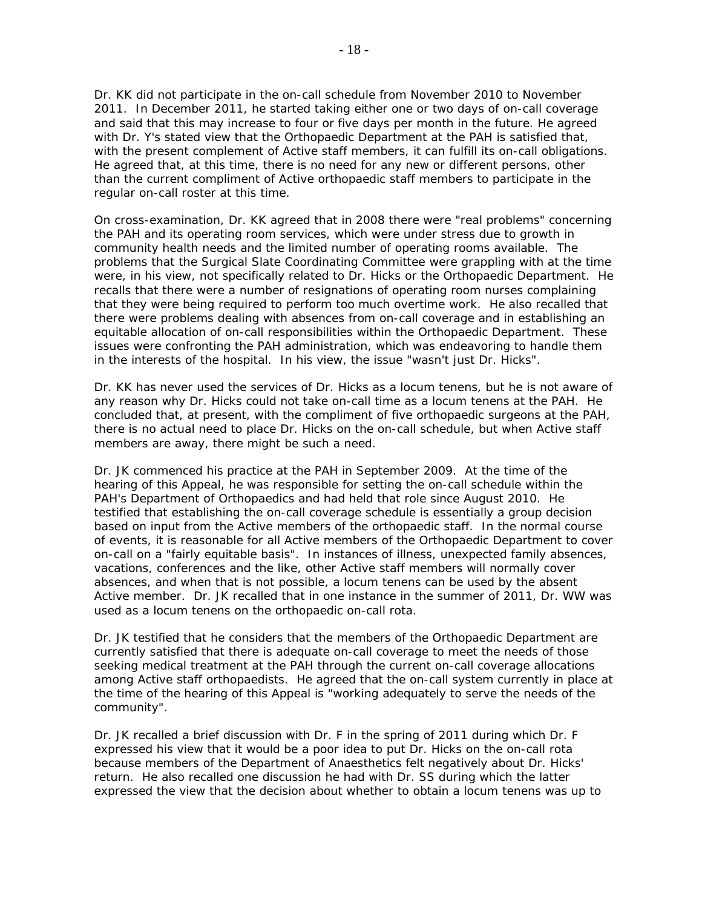Dr. KK did not participate in the on-call schedule from November 2010 to November 2011. In December 2011, he started taking either one or two days of on-call coverage and said that this may increase to four or five days per month in the future. He agreed with Dr. Y's stated view that the Orthopaedic Department at the PAH is satisfied that, with the present complement of Active staff members, it can fulfill its on-call obligations. He agreed that, at this time, there is no need for any new or different persons, other than the current compliment of Active orthopaedic staff members to participate in the regular on-call roster at this time.

On cross-examination, Dr. KK agreed that in 2008 there were "real problems" concerning the PAH and its operating room services, which were under stress due to growth in community health needs and the limited number of operating rooms available. The problems that the Surgical Slate Coordinating Committee were grappling with at the time were, in his view, not specifically related to Dr. Hicks or the Orthopaedic Department. He recalls that there were a number of resignations of operating room nurses complaining that they were being required to perform too much overtime work. He also recalled that there were problems dealing with absences from on-call coverage and in establishing an equitable allocation of on-call responsibilities within the Orthopaedic Department. These issues were confronting the PAH administration, which was endeavoring to handle them in the interests of the hospital. In his view, the issue "wasn't just Dr. Hicks".

Dr. KK has never used the services of Dr. Hicks as a locum tenens, but he is not aware of any reason why Dr. Hicks could not take on-call time as a locum tenens at the PAH. He concluded that, at present, with the compliment of five orthopaedic surgeons at the PAH, there is no actual need to place Dr. Hicks on the on-call schedule, but when Active staff members are away, there might be such a need.

Dr. JK commenced his practice at the PAH in September 2009. At the time of the hearing of this Appeal, he was responsible for setting the on-call schedule within the PAH's Department of Orthopaedics and had held that role since August 2010. He testified that establishing the on-call coverage schedule is essentially a group decision based on input from the Active members of the orthopaedic staff. In the normal course of events, it is reasonable for all Active members of the Orthopaedic Department to cover on-call on a "fairly equitable basis". In instances of illness, unexpected family absences, vacations, conferences and the like, other Active staff members will normally cover absences, and when that is not possible, a locum tenens can be used by the absent Active member. Dr. JK recalled that in one instance in the summer of 2011, Dr. WW was used as a locum tenens on the orthopaedic on-call rota.

Dr. JK testified that he considers that the members of the Orthopaedic Department are currently satisfied that there is adequate on-call coverage to meet the needs of those seeking medical treatment at the PAH through the current on-call coverage allocations among Active staff orthopaedists. He agreed that the on-call system currently in place at the time of the hearing of this Appeal is "working adequately to serve the needs of the community".

Dr. JK recalled a brief discussion with Dr. F in the spring of 2011 during which Dr. F expressed his view that it would be a poor idea to put Dr. Hicks on the on-call rota because members of the Department of Anaesthetics felt negatively about Dr. Hicks' return. He also recalled one discussion he had with Dr. SS during which the latter expressed the view that the decision about whether to obtain a locum tenens was up to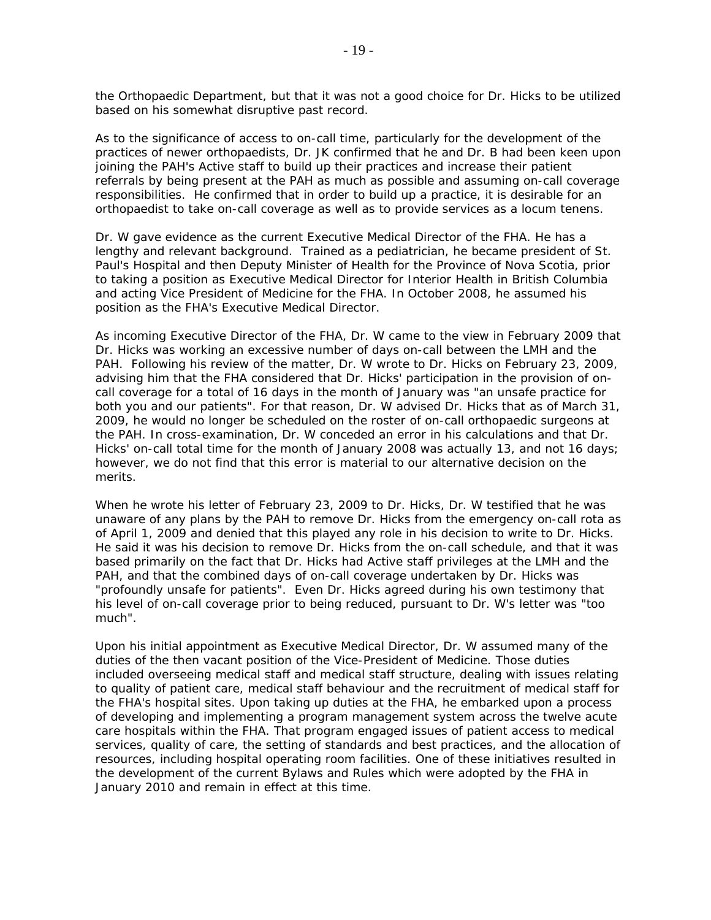the Orthopaedic Department, but that it was not a good choice for Dr. Hicks to be utilized based on his somewhat disruptive past record.

As to the significance of access to on-call time, particularly for the development of the practices of newer orthopaedists, Dr. JK confirmed that he and Dr. B had been keen upon joining the PAH's Active staff to build up their practices and increase their patient referrals by being present at the PAH as much as possible and assuming on-call coverage responsibilities. He confirmed that in order to build up a practice, it is desirable for an orthopaedist to take on-call coverage as well as to provide services as a locum tenens.

Dr. W gave evidence as the current Executive Medical Director of the FHA. He has a lengthy and relevant background. Trained as a pediatrician, he became president of St. Paul's Hospital and then Deputy Minister of Health for the Province of Nova Scotia, prior to taking a position as Executive Medical Director for Interior Health in British Columbia and acting Vice President of Medicine for the FHA. In October 2008, he assumed his position as the FHA's Executive Medical Director.

As incoming Executive Director of the FHA, Dr. W came to the view in February 2009 that Dr. Hicks was working an excessive number of days on-call between the LMH and the PAH. Following his review of the matter, Dr. W wrote to Dr. Hicks on February 23, 2009, advising him that the FHA considered that Dr. Hicks' participation in the provision of on-call coverage for a total of 16 days in the month of January was "an unsafe practice for both you and our patients". For that reason, Dr. W advised Dr. Hicks that as of March 31, 2009, he would no longer be scheduled on the roster of on-call orthopaedic surgeons at the PAH. In cross-examination, Dr. W conceded an error in his calculations and that Dr. Hicks' on-call total time for the month of January 2008 was actually 13, and not 16 days; however, we do not find that this error is material to our alternative decision on the merits.

When he wrote his letter of February 23, 2009 to Dr. Hicks, Dr. W testified that he was unaware of any plans by the PAH to remove Dr. Hicks from the emergency on-call rota as of April 1, 2009 and denied that this played any role in his decision to write to Dr. Hicks. He said it was his decision to remove Dr. Hicks from the on-call schedule, and that it was based primarily on the fact that Dr. Hicks had Active staff privileges at the LMH and the PAH, and that the combined days of on-call coverage undertaken by Dr. Hicks was "profoundly unsafe for patients". Even Dr. Hicks agreed during his own testimony that his level of on-call coverage prior to being reduced, pursuant to Dr. W's letter was "too much".

Upon his initial appointment as Executive Medical Director, Dr. W assumed many of the duties of the then vacant position of the Vice-President of Medicine. Those duties included overseeing medical staff and medical staff structure, dealing with issues relating to quality of patient care, medical staff behaviour and the recruitment of medical staff for the FHA's hospital sites. Upon taking up duties at the FHA, he embarked upon a process of developing and implementing a program management system across the twelve acute care hospitals within the FHA. That program engaged issues of patient access to medical services, quality of care, the setting of standards and best practices, and the allocation of resources, including hospital operating room facilities. One of these initiatives resulted in the development of the current Bylaws and Rules which were adopted by the FHA in January 2010 and remain in effect at this time.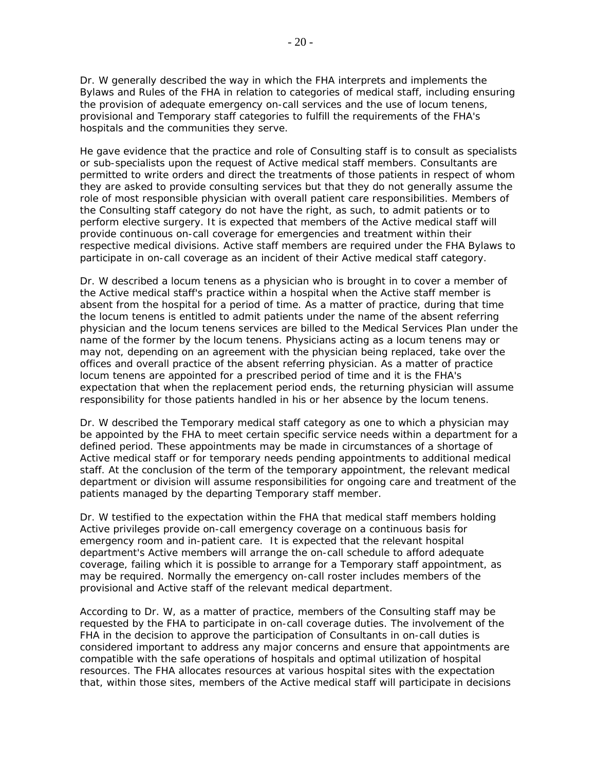Dr. W generally described the way in which the FHA interprets and implements the Bylaws and Rules of the FHA in relation to categories of medical staff, including ensuring the provision of adequate emergency on-call services and the use of locum tenens, provisional and Temporary staff categories to fulfill the requirements of the FHA's hospitals and the communities they serve.

He gave evidence that the practice and role of Consulting staff is to consult as specialists or sub-specialists upon the request of Active medical staff members. Consultants are permitted to write orders and direct the treatments of those patients in respect of whom they are asked to provide consulting services but that they do not generally assume the role of most responsible physician with overall patient care responsibilities. Members of the Consulting staff category do not have the right, as such, to admit patients or to perform elective surgery. It is expected that members of the Active medical staff will provide continuous on-call coverage for emergencies and treatment within their respective medical divisions. Active staff members are required under the FHA Bylaws to participate in on-call coverage as an incident of their Active medical staff category.

Dr. W described a locum tenens as a physician who is brought in to cover a member of the Active medical staff's practice within a hospital when the Active staff member is absent from the hospital for a period of time. As a matter of practice, during that time the locum tenens is entitled to admit patients under the name of the absent referring physician and the locum tenens services are billed to the Medical Services Plan under the name of the former by the locum tenens. Physicians acting as a locum tenens may or may not, depending on an agreement with the physician being replaced, take over the offices and overall practice of the absent referring physician. As a matter of practice locum tenens are appointed for a prescribed period of time and it is the FHA's expectation that when the replacement period ends, the returning physician will assume responsibility for those patients handled in his or her absence by the locum tenens.

Dr. W described the Temporary medical staff category as one to which a physician may be appointed by the FHA to meet certain specific service needs within a department for a defined period. These appointments may be made in circumstances of a shortage of Active medical staff or for temporary needs pending appointments to additional medical staff. At the conclusion of the term of the temporary appointment, the relevant medical department or division will assume responsibilities for ongoing care and treatment of the patients managed by the departing Temporary staff member.

Dr. W testified to the expectation within the FHA that medical staff members holding Active privileges provide on-call emergency coverage on a continuous basis for emergency room and in-patient care. It is expected that the relevant hospital department's Active members will arrange the on-call schedule to afford adequate coverage, failing which it is possible to arrange for a Temporary staff appointment, as may be required. Normally the emergency on-call roster includes members of the provisional and Active staff of the relevant medical department.

According to Dr. W, as a matter of practice, members of the Consulting staff may be requested by the FHA to participate in on-call coverage duties. The involvement of the FHA in the decision to approve the participation of Consultants in on-call duties is considered important to address any major concerns and ensure that appointments are compatible with the safe operations of hospitals and optimal utilization of hospital resources. The FHA allocates resources at various hospital sites with the expectation that, within those sites, members of the Active medical staff will participate in decisions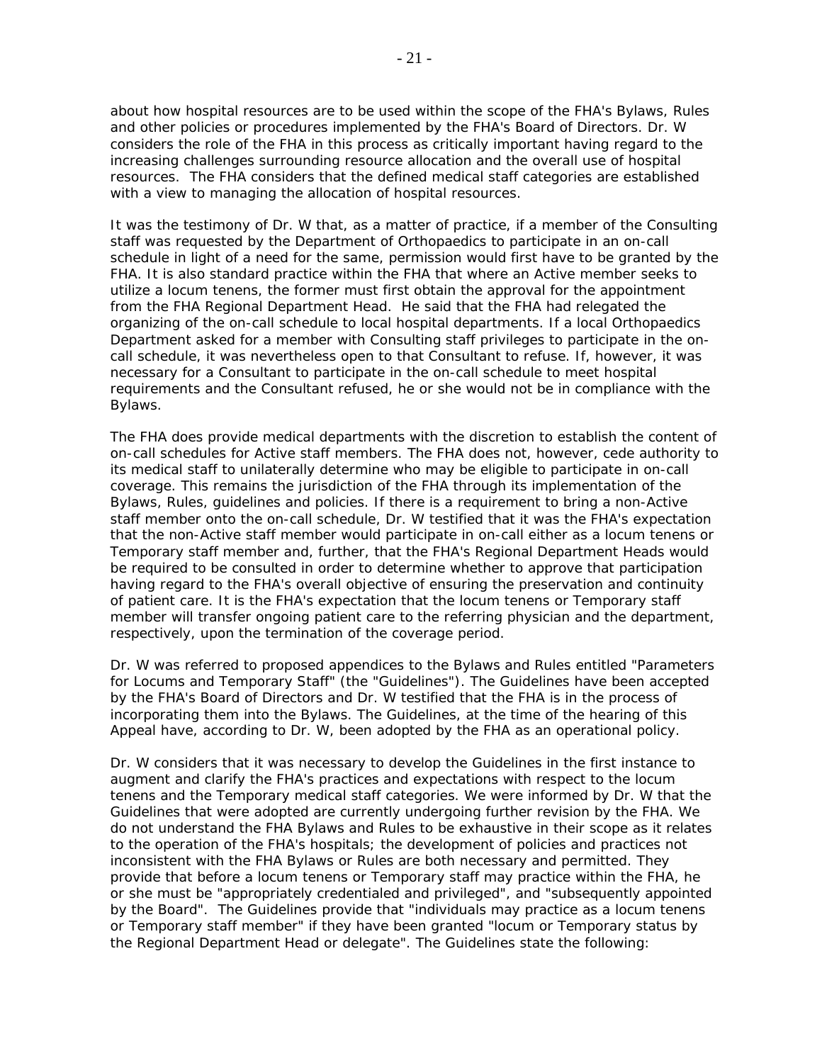about how hospital resources are to be used within the scope of the FHA's Bylaws, Rules and other policies or procedures implemented by the FHA's Board of Directors. Dr. W considers the role of the FHA in this process as critically important having regard to the increasing challenges surrounding resource allocation and the overall use of hospital resources. The FHA considers that the defined medical staff categories are established with a view to managing the allocation of hospital resources.

It was the testimony of Dr. W that, as a matter of practice, if a member of the Consulting staff was requested by the Department of Orthopaedics to participate in an on-call schedule in light of a need for the same, permission would first have to be granted by the FHA. It is also standard practice within the FHA that where an Active member seeks to utilize a locum tenens, the former must first obtain the approval for the appointment from the FHA Regional Department Head. He said that the FHA had relegated the organizing of the on-call schedule to local hospital departments. If a local Orthopaedics Department asked for a member with Consulting staff privileges to participate in the on-call schedule, it was nevertheless open to that Consultant to refuse. If, however, it was necessary for a Consultant to participate in the on-call schedule to meet hospital requirements and the Consultant refused, he or she would not be in compliance with the Bylaws.

The FHA does provide medical departments with the discretion to establish the content of on-call schedules for Active staff members. The FHA does not, however, cede authority to its medical staff to unilaterally determine who may be eligible to participate in on-call coverage. This remains the jurisdiction of the FHA through its implementation of the Bylaws, Rules, guidelines and policies. If there is a requirement to bring a non-Active staff member onto the on-call schedule, Dr. W testified that it was the FHA's expectation that the non-Active staff member would participate in on-call either as a locum tenens or Temporary staff member and, further, that the FHA's Regional Department Heads would be required to be consulted in order to determine whether to approve that participation having regard to the FHA's overall objective of ensuring the preservation and continuity of patient care. It is the FHA's expectation that the locum tenens or Temporary staff member will transfer ongoing patient care to the referring physician and the department, respectively, upon the termination of the coverage period.

Dr. W was referred to proposed appendices to the Bylaws and Rules entitled "Parameters for Locums and Temporary Staff" (the "Guidelines"). The Guidelines have been accepted by the FHA's Board of Directors and Dr. W testified that the FHA is in the process of incorporating them into the Bylaws. The Guidelines, at the time of the hearing of this Appeal have, according to Dr. W, been adopted by the FHA as an operational policy.

Dr. W considers that it was necessary to develop the Guidelines in the first instance to augment and clarify the FHA's practices and expectations with respect to the locum tenens and the Temporary medical staff categories. We were informed by Dr. W that the Guidelines that were adopted are currently undergoing further revision by the FHA. We do not understand the FHA Bylaws and Rules to be exhaustive in their scope as it relates to the operation of the FHA's hospitals; the development of policies and practices not inconsistent with the FHA Bylaws or Rules are both necessary and permitted. They provide that before a locum tenens or Temporary staff may practice within the FHA, he or she must be "appropriately credentialed and privileged", and "subsequently appointed by the Board". The Guidelines provide that "individuals may practice as a locum tenens or Temporary staff member" if they have been granted "locum or Temporary status by the Regional Department Head or delegate". The Guidelines state the following: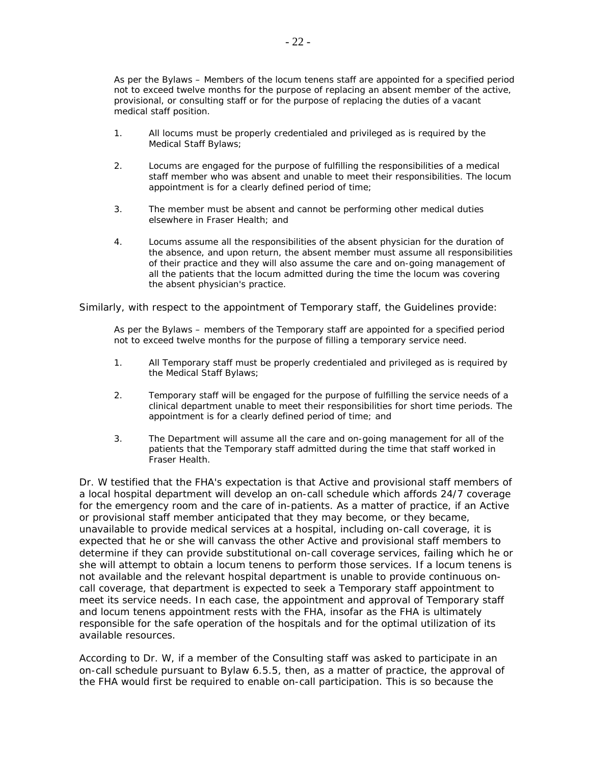> As per the Bylaws – Members of the locum tenens staff are appointed for a specified period not to exceed twelve months for the purpose of replacing an absent member of the active, provisional, or consulting staff or for the purpose of replacing the duties of a vacant medical staff position.
>
> 1. All locums must be properly credentialed and privileged as is required by the Medical Staff Bylaws;
>
> 2. Locums are engaged for the purpose of fulfilling the responsibilities of a medical staff member who was absent and unable to meet their responsibilities. The locum appointment is for a clearly defined period of time;
>
> 3. The member must be absent and cannot be performing other medical duties elsewhere in Fraser Health; and
>
> 4. Locums assume all the responsibilities of the absent physician for the duration of the absence, and upon return, the absent member must assume all responsibilities of their practice and they will also assume the care and on-going management of all the patients that the locum admitted during the time the locum was covering the absent physician's practice.

Similarly, with respect to the appointment of Temporary staff, the Guidelines provide:

> As per the Bylaws – members of the Temporary staff are appointed for a specified period not to exceed twelve months for the purpose of filling a temporary service need.
>
> 1. All Temporary staff must be properly credentialed and privileged as is required by the Medical Staff Bylaws;
>
> 2. Temporary staff will be engaged for the purpose of fulfilling the service needs of a clinical department unable to meet their responsibilities for short time periods. The appointment is for a clearly defined period of time; and
>
> 3. The Department will assume all the care and on-going management for all of the patients that the Temporary staff admitted during the time that staff worked in Fraser Health.

Dr. W testified that the FHA's expectation is that Active and provisional staff members of a local hospital department will develop an on-call schedule which affords 24/7 coverage for the emergency room and the care of in-patients. As a matter of practice, if an Active or provisional staff member anticipated that they may become, or they became, unavailable to provide medical services at a hospital, including on-call coverage, it is expected that he or she will canvass the other Active and provisional staff members to determine if they can provide substitutional on-call coverage services, failing which he or she will attempt to obtain a locum tenens to perform those services. If a locum tenens is not available and the relevant hospital department is unable to provide continuous on-call coverage, that department is expected to seek a Temporary staff appointment to meet its service needs. In each case, the appointment and approval of Temporary staff and locum tenens appointment rests with the FHA, insofar as the FHA is ultimately responsible for the safe operation of the hospitals and for the optimal utilization of its available resources.

According to Dr. W, if a member of the Consulting staff was asked to participate in an on-call schedule pursuant to Bylaw 6.5.5, then, as a matter of practice, the approval of the FHA would first be required to enable on-call participation. This is so because the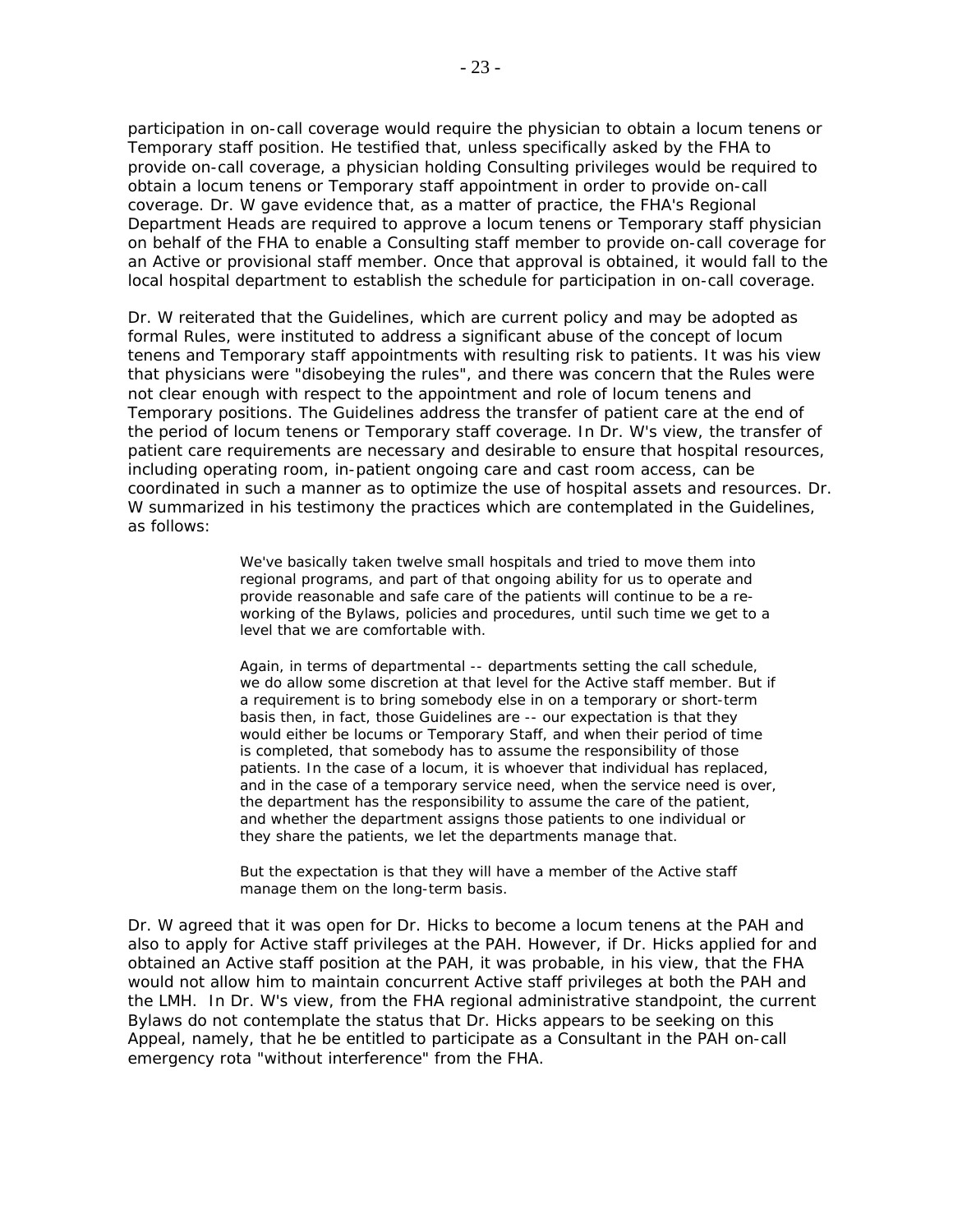participation in on-call coverage would require the physician to obtain a locum tenens or Temporary staff position. He testified that, unless specifically asked by the FHA to provide on-call coverage, a physician holding Consulting privileges would be required to obtain a locum tenens or Temporary staff appointment in order to provide on-call coverage. Dr. W gave evidence that, as a matter of practice, the FHA's Regional Department Heads are required to approve a locum tenens or Temporary staff physician on behalf of the FHA to enable a Consulting staff member to provide on-call coverage for an Active or provisional staff member. Once that approval is obtained, it would fall to the local hospital department to establish the schedule for participation in on-call coverage.

Dr. W reiterated that the Guidelines, which are current policy and may be adopted as formal Rules, were instituted to address a significant abuse of the concept of locum tenens and Temporary staff appointments with resulting risk to patients. It was his view that physicians were "disobeying the rules", and there was concern that the Rules were not clear enough with respect to the appointment and role of locum tenens and Temporary positions. The Guidelines address the transfer of patient care at the end of the period of locum tenens or Temporary staff coverage. In Dr. W's view, the transfer of patient care requirements are necessary and desirable to ensure that hospital resources, including operating room, in-patient ongoing care and cast room access, can be coordinated in such a manner as to optimize the use of hospital assets and resources. Dr. W summarized in his testimony the practices which are contemplated in the Guidelines, as follows:

> We've basically taken twelve small hospitals and tried to move them into regional programs, and part of that ongoing ability for us to operate and provide reasonable and safe care of the patients will continue to be a re-working of the Bylaws, policies and procedures, until such time we get to a level that we are comfortable with.
>
> Again, in terms of departmental -- departments setting the call schedule, we do allow some discretion at that level for the Active staff member. But if a requirement is to bring somebody else in on a temporary or short-term basis then, in fact, those Guidelines are -- our expectation is that they would either be locums or Temporary Staff, and when their period of time is completed, that somebody has to assume the responsibility of those patients. In the case of a locum, it is whoever that individual has replaced, and in the case of a temporary service need, when the service need is over, the department has the responsibility to assume the care of the patient, and whether the department assigns those patients to one individual or they share the patients, we let the departments manage that.
>
> But the expectation is that they will have a member of the Active staff manage them on the long-term basis.

Dr. W agreed that it was open for Dr. Hicks to become a locum tenens at the PAH and also to apply for Active staff privileges at the PAH. However, if Dr. Hicks applied for and obtained an Active staff position at the PAH, it was probable, in his view, that the FHA would not allow him to maintain concurrent Active staff privileges at both the PAH and the LMH. In Dr. W's view, from the FHA regional administrative standpoint, the current Bylaws do not contemplate the status that Dr. Hicks appears to be seeking on this Appeal, namely, that he be entitled to participate as a Consultant in the PAH on-call emergency rota "without interference" from the FHA.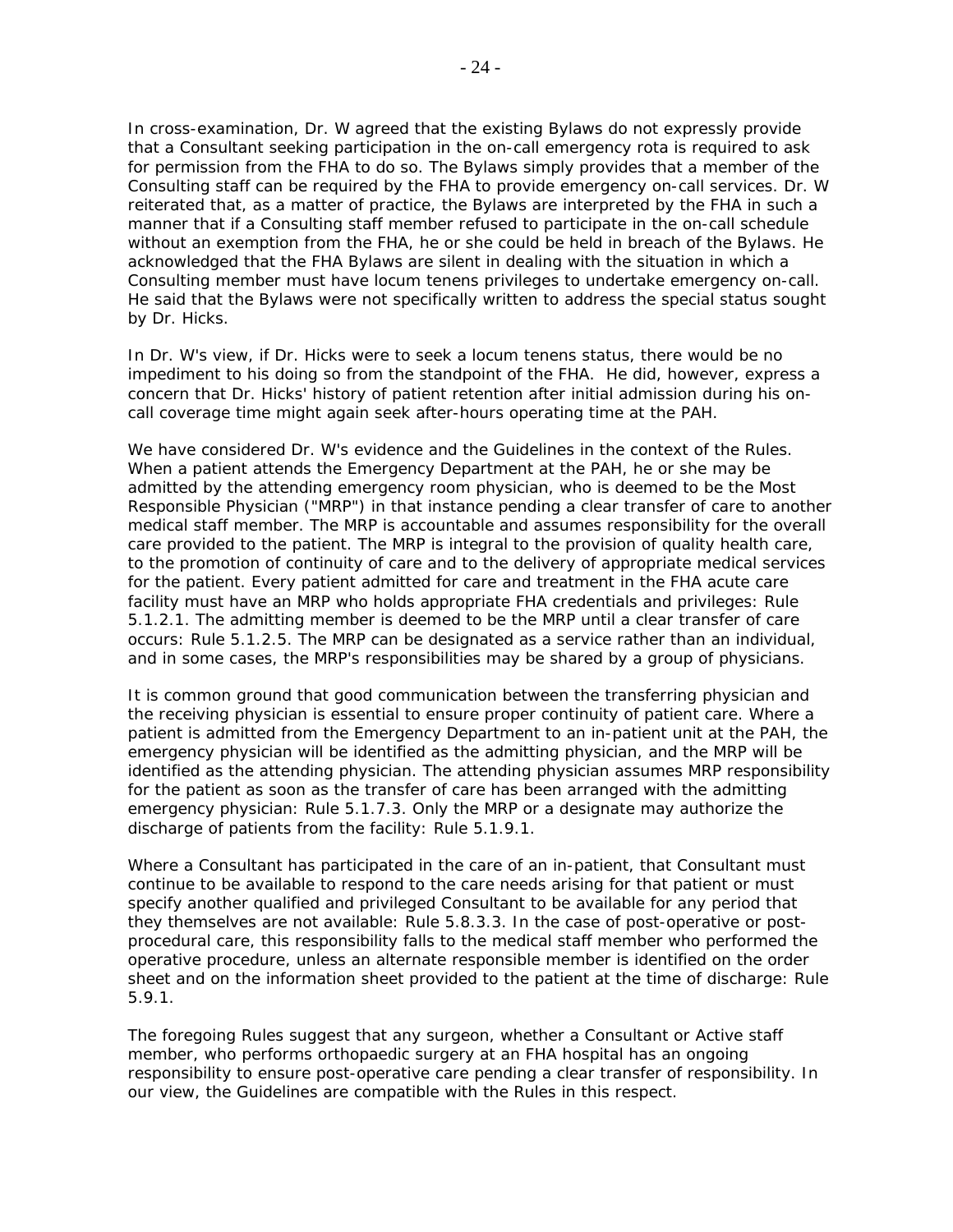In cross-examination, Dr. W agreed that the existing Bylaws do not expressly provide that a Consultant seeking participation in the on-call emergency rota is required to ask for permission from the FHA to do so. The Bylaws simply provides that a member of the Consulting staff can be required by the FHA to provide emergency on-call services. Dr. W reiterated that, as a matter of practice, the Bylaws are interpreted by the FHA in such a manner that if a Consulting staff member refused to participate in the on-call schedule without an exemption from the FHA, he or she could be held in breach of the Bylaws. He acknowledged that the FHA Bylaws are silent in dealing with the situation in which a Consulting member must have locum tenens privileges to undertake emergency on-call. He said that the Bylaws were not specifically written to address the special status sought by Dr. Hicks.

In Dr. W's view, if Dr. Hicks were to seek a locum tenens status, there would be no impediment to his doing so from the standpoint of the FHA. He did, however, express a concern that Dr. Hicks' history of patient retention after initial admission during his on-call coverage time might again seek after-hours operating time at the PAH.

We have considered Dr. W's evidence and the Guidelines in the context of the Rules. When a patient attends the Emergency Department at the PAH, he or she may be admitted by the attending emergency room physician, who is deemed to be the Most Responsible Physician ("MRP") in that instance pending a clear transfer of care to another medical staff member. The MRP is accountable and assumes responsibility for the overall care provided to the patient. The MRP is integral to the provision of quality health care, to the promotion of continuity of care and to the delivery of appropriate medical services for the patient. Every patient admitted for care and treatment in the FHA acute care facility must have an MRP who holds appropriate FHA credentials and privileges: Rule 5.1.2.1. The admitting member is deemed to be the MRP until a clear transfer of care occurs: Rule 5.1.2.5. The MRP can be designated as a service rather than an individual, and in some cases, the MRP's responsibilities may be shared by a group of physicians.

It is common ground that good communication between the transferring physician and the receiving physician is essential to ensure proper continuity of patient care. Where a patient is admitted from the Emergency Department to an in-patient unit at the PAH, the emergency physician will be identified as the admitting physician, and the MRP will be identified as the attending physician. The attending physician assumes MRP responsibility for the patient as soon as the transfer of care has been arranged with the admitting emergency physician: Rule 5.1.7.3. Only the MRP or a designate may authorize the discharge of patients from the facility: Rule 5.1.9.1.

Where a Consultant has participated in the care of an in-patient, that Consultant must continue to be available to respond to the care needs arising for that patient or must specify another qualified and privileged Consultant to be available for any period that they themselves are not available: Rule 5.8.3.3. In the case of post-operative or post-procedural care, this responsibility falls to the medical staff member who performed the operative procedure, unless an alternate responsible member is identified on the order sheet and on the information sheet provided to the patient at the time of discharge: Rule 5.9.1.

The foregoing Rules suggest that any surgeon, whether a Consultant or Active staff member, who performs orthopaedic surgery at an FHA hospital has an ongoing responsibility to ensure post-operative care pending a clear transfer of responsibility. In our view, the Guidelines are compatible with the Rules in this respect.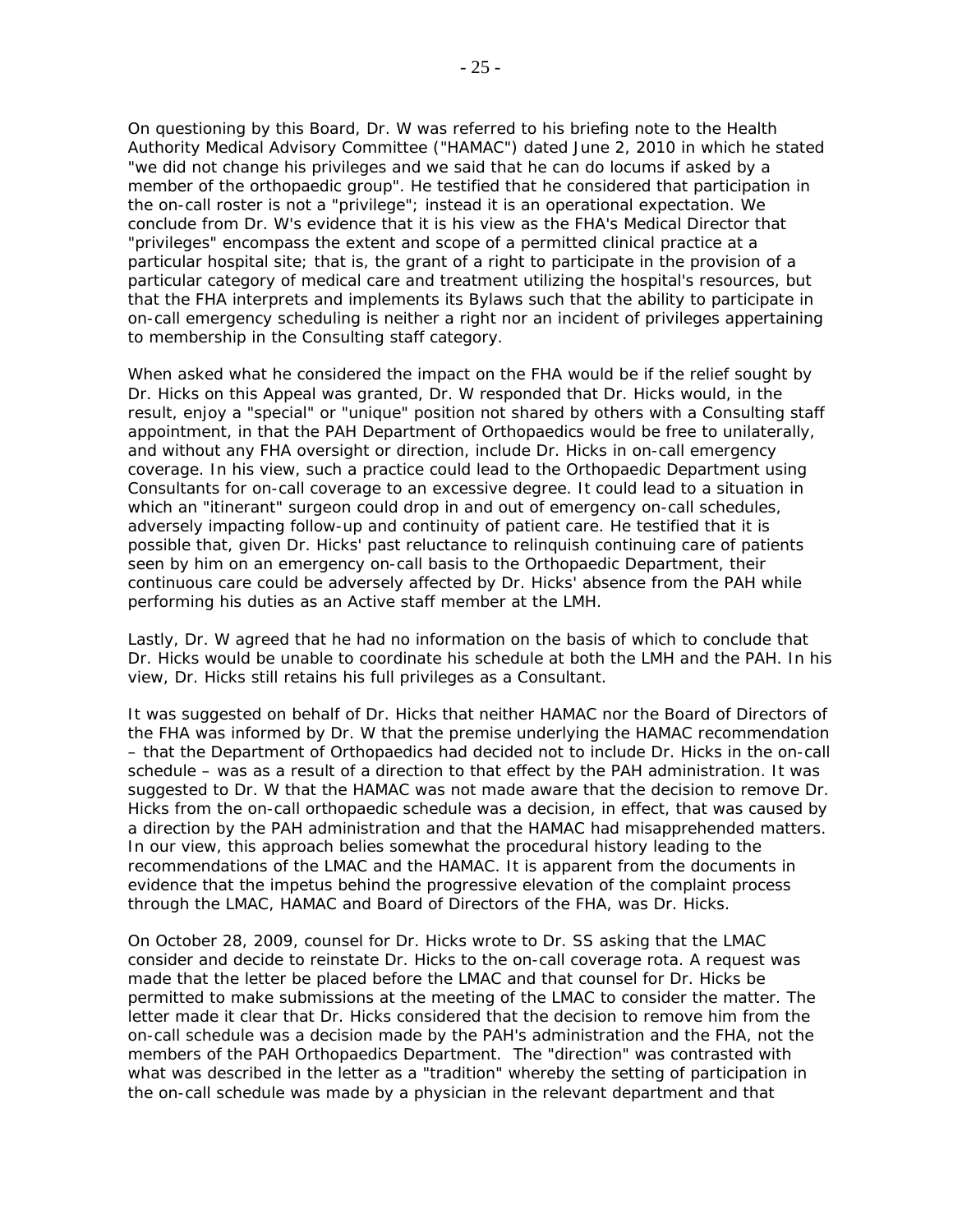On questioning by this Board, Dr. W was referred to his briefing note to the Health Authority Medical Advisory Committee ("HAMAC") dated June 2, 2010 in which he stated "we did not change his privileges and we said that he can do locums if asked by a member of the orthopaedic group". He testified that he considered that participation in the on-call roster is not a "privilege"; instead it is an operational expectation. We conclude from Dr. W's evidence that it is his view as the FHA's Medical Director that "privileges" encompass the extent and scope of a permitted clinical practice at a particular hospital site; that is, the grant of a right to participate in the provision of a particular category of medical care and treatment utilizing the hospital's resources, but that the FHA interprets and implements its Bylaws such that the ability to participate in on-call emergency scheduling is neither a right nor an incident of privileges appertaining to membership in the Consulting staff category.

When asked what he considered the impact on the FHA would be if the relief sought by Dr. Hicks on this Appeal was granted, Dr. W responded that Dr. Hicks would, in the result, enjoy a "special" or "unique" position not shared by others with a Consulting staff appointment, in that the PAH Department of Orthopaedics would be free to unilaterally, and without any FHA oversight or direction, include Dr. Hicks in on-call emergency coverage. In his view, such a practice could lead to the Orthopaedic Department using Consultants for on-call coverage to an excessive degree. It could lead to a situation in which an "itinerant" surgeon could drop in and out of emergency on-call schedules, adversely impacting follow-up and continuity of patient care. He testified that it is possible that, given Dr. Hicks' past reluctance to relinquish continuing care of patients seen by him on an emergency on-call basis to the Orthopaedic Department, their continuous care could be adversely affected by Dr. Hicks' absence from the PAH while performing his duties as an Active staff member at the LMH.

Lastly, Dr. W agreed that he had no information on the basis of which to conclude that Dr. Hicks would be unable to coordinate his schedule at both the LMH and the PAH. In his view, Dr. Hicks still retains his full privileges as a Consultant.

It was suggested on behalf of Dr. Hicks that neither HAMAC nor the Board of Directors of the FHA was informed by Dr. W that the premise underlying the HAMAC recommendation – that the Department of Orthopaedics had decided not to include Dr. Hicks in the on-call schedule – was as a result of a direction to that effect by the PAH administration. It was suggested to Dr. W that the HAMAC was not made aware that the decision to remove Dr. Hicks from the on-call orthopaedic schedule was a decision, in effect, that was caused by a direction by the PAH administration and that the HAMAC had misapprehended matters. In our view, this approach belies somewhat the procedural history leading to the recommendations of the LMAC and the HAMAC. It is apparent from the documents in evidence that the impetus behind the progressive elevation of the complaint process through the LMAC, HAMAC and Board of Directors of the FHA, was Dr. Hicks.

On October 28, 2009, counsel for Dr. Hicks wrote to Dr. SS asking that the LMAC consider and decide to reinstate Dr. Hicks to the on-call coverage rota. A request was made that the letter be placed before the LMAC and that counsel for Dr. Hicks be permitted to make submissions at the meeting of the LMAC to consider the matter. The letter made it clear that Dr. Hicks considered that the decision to remove him from the on-call schedule was a decision made by the PAH's administration and the FHA, not the members of the PAH Orthopaedics Department. The "direction" was contrasted with what was described in the letter as a "tradition" whereby the setting of participation in the on-call schedule was made by a physician in the relevant department and that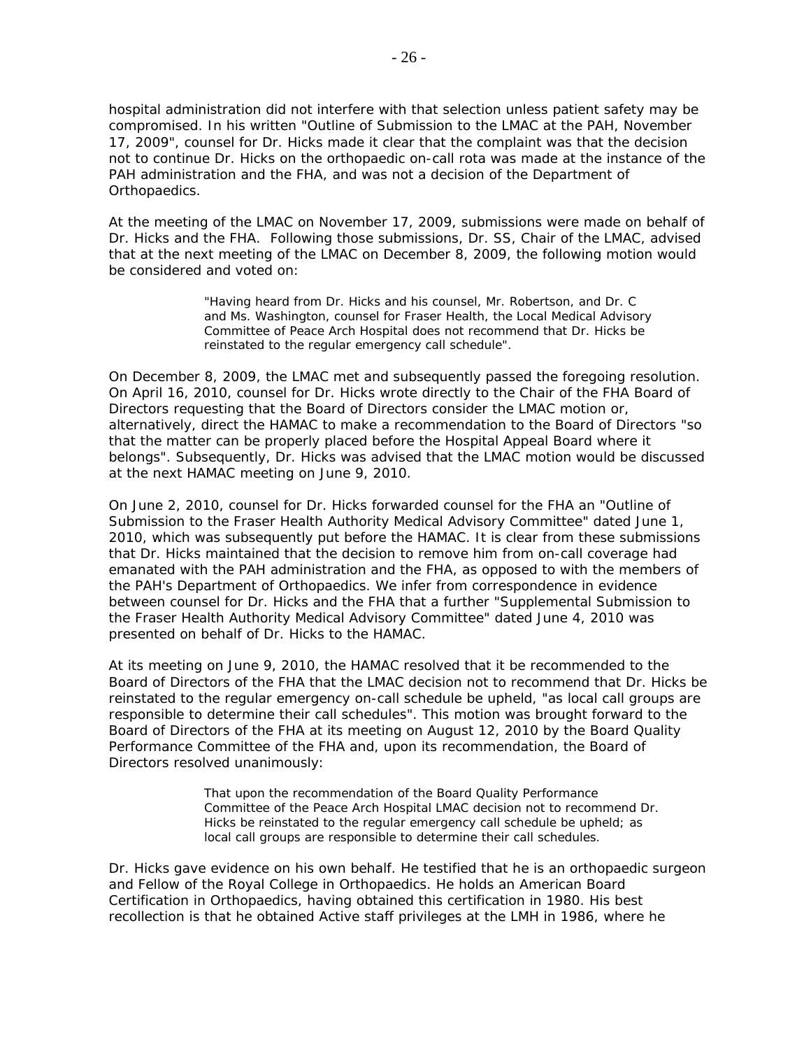hospital administration did not interfere with that selection unless patient safety may be compromised. In his written "Outline of Submission to the LMAC at the PAH, November 17, 2009", counsel for Dr. Hicks made it clear that the complaint was that the decision not to continue Dr. Hicks on the orthopaedic on-call rota was made at the instance of the PAH administration and the FHA, and was not a decision of the Department of Orthopaedics.

At the meeting of the LMAC on November 17, 2009, submissions were made on behalf of Dr. Hicks and the FHA. Following those submissions, Dr. SS, Chair of the LMAC, advised that at the next meeting of the LMAC on December 8, 2009, the following motion would be considered and voted on:

> "Having heard from Dr. Hicks and his counsel, Mr. Robertson, and Dr. C and Ms. Washington, counsel for Fraser Health, the Local Medical Advisory Committee of Peace Arch Hospital does not recommend that Dr. Hicks be reinstated to the regular emergency call schedule".

On December 8, 2009, the LMAC met and subsequently passed the foregoing resolution. On April 16, 2010, counsel for Dr. Hicks wrote directly to the Chair of the FHA Board of Directors requesting that the Board of Directors consider the LMAC motion or, alternatively, direct the HAMAC to make a recommendation to the Board of Directors "so that the matter can be properly placed before the Hospital Appeal Board where it belongs". Subsequently, Dr. Hicks was advised that the LMAC motion would be discussed at the next HAMAC meeting on June 9, 2010.

On June 2, 2010, counsel for Dr. Hicks forwarded counsel for the FHA an "Outline of Submission to the Fraser Health Authority Medical Advisory Committee" dated June 1, 2010, which was subsequently put before the HAMAC. It is clear from these submissions that Dr. Hicks maintained that the decision to remove him from on-call coverage had emanated with the PAH administration and the FHA, as opposed to with the members of the PAH's Department of Orthopaedics. We infer from correspondence in evidence between counsel for Dr. Hicks and the FHA that a further "Supplemental Submission to the Fraser Health Authority Medical Advisory Committee" dated June 4, 2010 was presented on behalf of Dr. Hicks to the HAMAC.

At its meeting on June 9, 2010, the HAMAC resolved that it be recommended to the Board of Directors of the FHA that the LMAC decision not to recommend that Dr. Hicks be reinstated to the regular emergency on-call schedule be upheld, "as local call groups are responsible to determine their call schedules". This motion was brought forward to the Board of Directors of the FHA at its meeting on August 12, 2010 by the Board Quality Performance Committee of the FHA and, upon its recommendation, the Board of Directors resolved unanimously:

> That upon the recommendation of the Board Quality Performance Committee of the Peace Arch Hospital LMAC decision not to recommend Dr. Hicks be reinstated to the regular emergency call schedule be upheld; as local call groups are responsible to determine their call schedules.

Dr. Hicks gave evidence on his own behalf. He testified that he is an orthopaedic surgeon and Fellow of the Royal College in Orthopaedics. He holds an American Board Certification in Orthopaedics, having obtained this certification in 1980. His best recollection is that he obtained Active staff privileges at the LMH in 1986, where he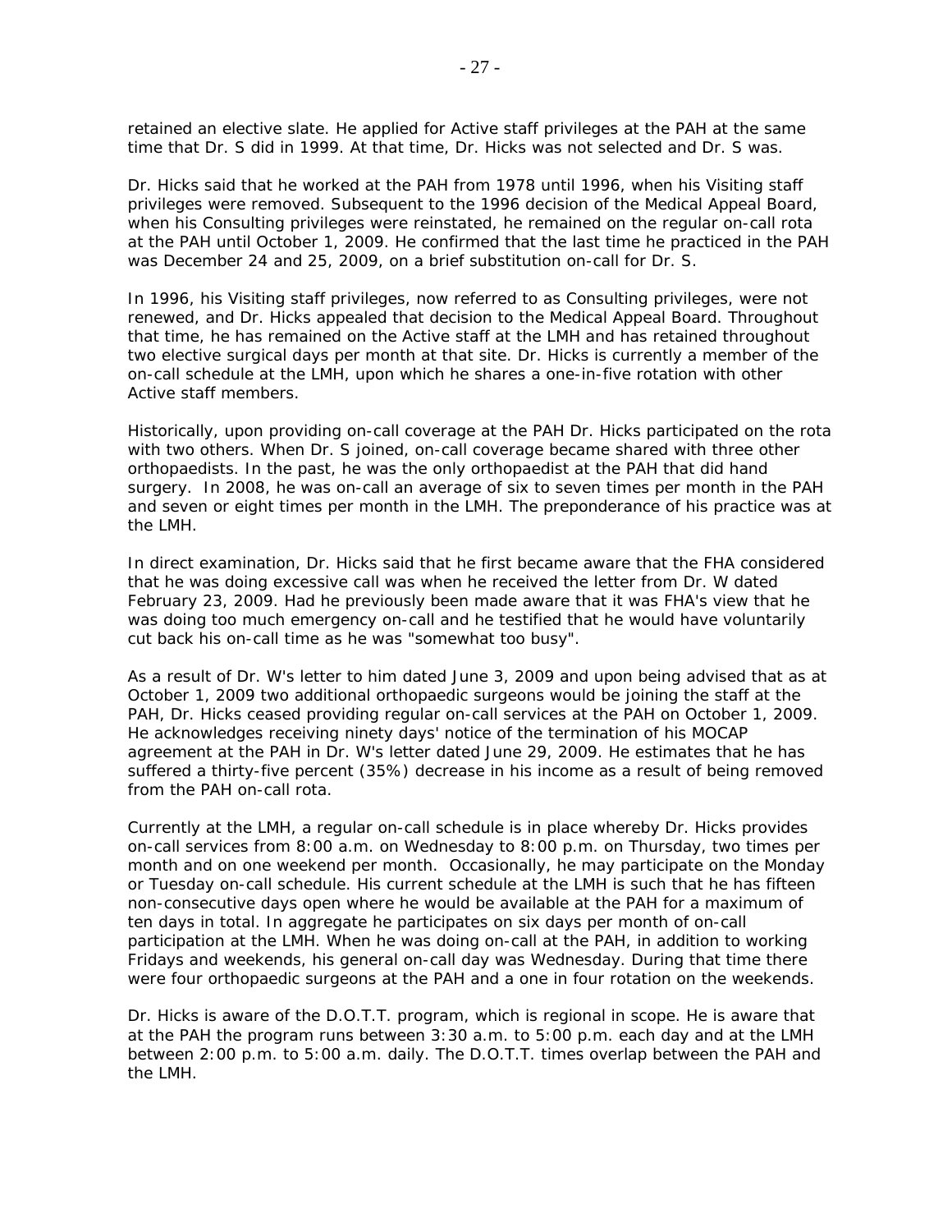retained an elective slate. He applied for Active staff privileges at the PAH at the same time that Dr. S did in 1999. At that time, Dr. Hicks was not selected and Dr. S was.

Dr. Hicks said that he worked at the PAH from 1978 until 1996, when his Visiting staff privileges were removed. Subsequent to the 1996 decision of the Medical Appeal Board, when his Consulting privileges were reinstated, he remained on the regular on-call rota at the PAH until October 1, 2009. He confirmed that the last time he practiced in the PAH was December 24 and 25, 2009, on a brief substitution on-call for Dr. S.

In 1996, his Visiting staff privileges, now referred to as Consulting privileges, were not renewed, and Dr. Hicks appealed that decision to the Medical Appeal Board. Throughout that time, he has remained on the Active staff at the LMH and has retained throughout two elective surgical days per month at that site. Dr. Hicks is currently a member of the on-call schedule at the LMH, upon which he shares a one-in-five rotation with other Active staff members.

Historically, upon providing on-call coverage at the PAH Dr. Hicks participated on the rota with two others. When Dr. S joined, on-call coverage became shared with three other orthopaedists. In the past, he was the only orthopaedist at the PAH that did hand surgery. In 2008, he was on-call an average of six to seven times per month in the PAH and seven or eight times per month in the LMH. The preponderance of his practice was at the LMH.

In direct examination, Dr. Hicks said that he first became aware that the FHA considered that he was doing excessive call was when he received the letter from Dr. W dated February 23, 2009. Had he previously been made aware that it was FHA's view that he was doing too much emergency on-call and he testified that he would have voluntarily cut back his on-call time as he was "somewhat too busy".

As a result of Dr. W's letter to him dated June 3, 2009 and upon being advised that as at October 1, 2009 two additional orthopaedic surgeons would be joining the staff at the PAH, Dr. Hicks ceased providing regular on-call services at the PAH on October 1, 2009. He acknowledges receiving ninety days' notice of the termination of his MOCAP agreement at the PAH in Dr. W's letter dated June 29, 2009. He estimates that he has suffered a thirty-five percent (35%) decrease in his income as a result of being removed from the PAH on-call rota.

Currently at the LMH, a regular on-call schedule is in place whereby Dr. Hicks provides on-call services from 8:00 a.m. on Wednesday to 8:00 p.m. on Thursday, two times per month and on one weekend per month. Occasionally, he may participate on the Monday or Tuesday on-call schedule. His current schedule at the LMH is such that he has fifteen non-consecutive days open where he would be available at the PAH for a maximum of ten days in total. In aggregate he participates on six days per month of on-call participation at the LMH. When he was doing on-call at the PAH, in addition to working Fridays and weekends, his general on-call day was Wednesday. During that time there were four orthopaedic surgeons at the PAH and a one in four rotation on the weekends.

Dr. Hicks is aware of the D.O.T.T. program, which is regional in scope. He is aware that at the PAH the program runs between 3:30 a.m. to 5:00 p.m. each day and at the LMH between 2:00 p.m. to 5:00 a.m. daily. The D.O.T.T. times overlap between the PAH and the LMH.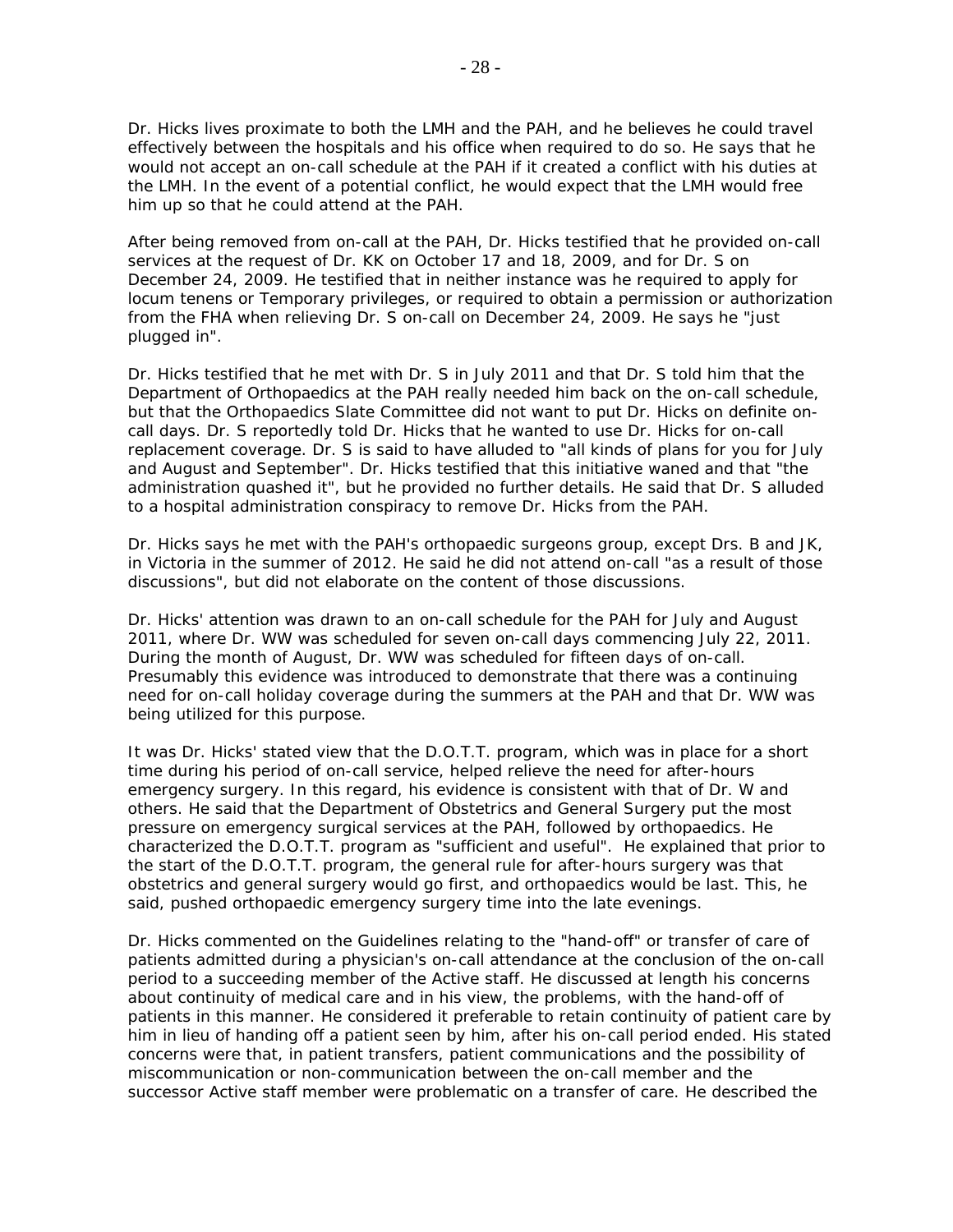Dr. Hicks lives proximate to both the LMH and the PAH, and he believes he could travel effectively between the hospitals and his office when required to do so. He says that he would not accept an on-call schedule at the PAH if it created a conflict with his duties at the LMH. In the event of a potential conflict, he would expect that the LMH would free him up so that he could attend at the PAH.

After being removed from on-call at the PAH, Dr. Hicks testified that he provided on-call services at the request of Dr. KK on October 17 and 18, 2009, and for Dr. S on December 24, 2009. He testified that in neither instance was he required to apply for locum tenens or Temporary privileges, or required to obtain a permission or authorization from the FHA when relieving Dr. S on-call on December 24, 2009. He says he "just plugged in".

Dr. Hicks testified that he met with Dr. S in July 2011 and that Dr. S told him that the Department of Orthopaedics at the PAH really needed him back on the on-call schedule, but that the Orthopaedics Slate Committee did not want to put Dr. Hicks on definite on-call days. Dr. S reportedly told Dr. Hicks that he wanted to use Dr. Hicks for on-call replacement coverage. Dr. S is said to have alluded to "all kinds of plans for you for July and August and September". Dr. Hicks testified that this initiative waned and that "the administration quashed it", but he provided no further details. He said that Dr. S alluded to a hospital administration conspiracy to remove Dr. Hicks from the PAH.

Dr. Hicks says he met with the PAH's orthopaedic surgeons group, except Drs. B and JK, in Victoria in the summer of 2012. He said he did not attend on-call "as a result of those discussions", but did not elaborate on the content of those discussions.

Dr. Hicks' attention was drawn to an on-call schedule for the PAH for July and August 2011, where Dr. WW was scheduled for seven on-call days commencing July 22, 2011. During the month of August, Dr. WW was scheduled for fifteen days of on-call. Presumably this evidence was introduced to demonstrate that there was a continuing need for on-call holiday coverage during the summers at the PAH and that Dr. WW was being utilized for this purpose.

It was Dr. Hicks' stated view that the D.O.T.T. program, which was in place for a short time during his period of on-call service, helped relieve the need for after-hours emergency surgery. In this regard, his evidence is consistent with that of Dr. W and others. He said that the Department of Obstetrics and General Surgery put the most pressure on emergency surgical services at the PAH, followed by orthopaedics. He characterized the D.O.T.T. program as "sufficient and useful". He explained that prior to the start of the D.O.T.T. program, the general rule for after-hours surgery was that obstetrics and general surgery would go first, and orthopaedics would be last. This, he said, pushed orthopaedic emergency surgery time into the late evenings.

Dr. Hicks commented on the Guidelines relating to the "hand-off" or transfer of care of patients admitted during a physician's on-call attendance at the conclusion of the on-call period to a succeeding member of the Active staff. He discussed at length his concerns about continuity of medical care and in his view, the problems, with the hand-off of patients in this manner. He considered it preferable to retain continuity of patient care by him in lieu of handing off a patient seen by him, after his on-call period ended. His stated concerns were that, in patient transfers, patient communications and the possibility of miscommunication or non-communication between the on-call member and the successor Active staff member were problematic on a transfer of care. He described the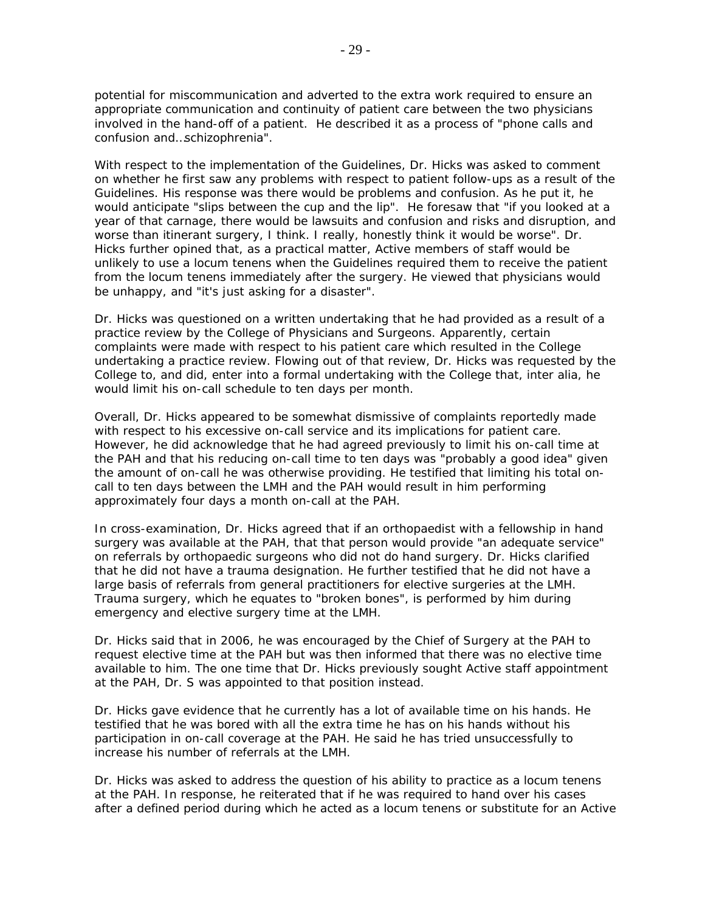potential for miscommunication and adverted to the extra work required to ensure an appropriate communication and continuity of patient care between the two physicians involved in the hand-off of a patient. He described it as a process of "phone calls and confusion and…schizophrenia".

With respect to the implementation of the Guidelines, Dr. Hicks was asked to comment on whether he first saw any problems with respect to patient follow-ups as a result of the Guidelines. His response was there would be problems and confusion. As he put it, he would anticipate "slips between the cup and the lip". He foresaw that "if you looked at a year of that carnage, there would be lawsuits and confusion and risks and disruption, and worse than itinerant surgery, I think. I really, honestly think it would be worse". Dr. Hicks further opined that, as a practical matter, Active members of staff would be unlikely to use a locum tenens when the Guidelines required them to receive the patient from the locum tenens immediately after the surgery. He viewed that physicians would be unhappy, and "it's just asking for a disaster".

Dr. Hicks was questioned on a written undertaking that he had provided as a result of a practice review by the College of Physicians and Surgeons. Apparently, certain complaints were made with respect to his patient care which resulted in the College undertaking a practice review. Flowing out of that review, Dr. Hicks was requested by the College to, and did, enter into a formal undertaking with the College that, inter alia, he would limit his on-call schedule to ten days per month.

Overall, Dr. Hicks appeared to be somewhat dismissive of complaints reportedly made with respect to his excessive on-call service and its implications for patient care. However, he did acknowledge that he had agreed previously to limit his on-call time at the PAH and that his reducing on-call time to ten days was "probably a good idea" given the amount of on-call he was otherwise providing. He testified that limiting his total on-call to ten days between the LMH and the PAH would result in him performing approximately four days a month on-call at the PAH.

In cross-examination, Dr. Hicks agreed that if an orthopaedist with a fellowship in hand surgery was available at the PAH, that that person would provide "an adequate service" on referrals by orthopaedic surgeons who did not do hand surgery. Dr. Hicks clarified that he did not have a trauma designation. He further testified that he did not have a large basis of referrals from general practitioners for elective surgeries at the LMH. Trauma surgery, which he equates to "broken bones", is performed by him during emergency and elective surgery time at the LMH.

Dr. Hicks said that in 2006, he was encouraged by the Chief of Surgery at the PAH to request elective time at the PAH but was then informed that there was no elective time available to him. The one time that Dr. Hicks previously sought Active staff appointment at the PAH, Dr. S was appointed to that position instead.

Dr. Hicks gave evidence that he currently has a lot of available time on his hands. He testified that he was bored with all the extra time he has on his hands without his participation in on-call coverage at the PAH. He said he has tried unsuccessfully to increase his number of referrals at the LMH.

Dr. Hicks was asked to address the question of his ability to practice as a locum tenens at the PAH. In response, he reiterated that if he was required to hand over his cases after a defined period during which he acted as a locum tenens or substitute for an Active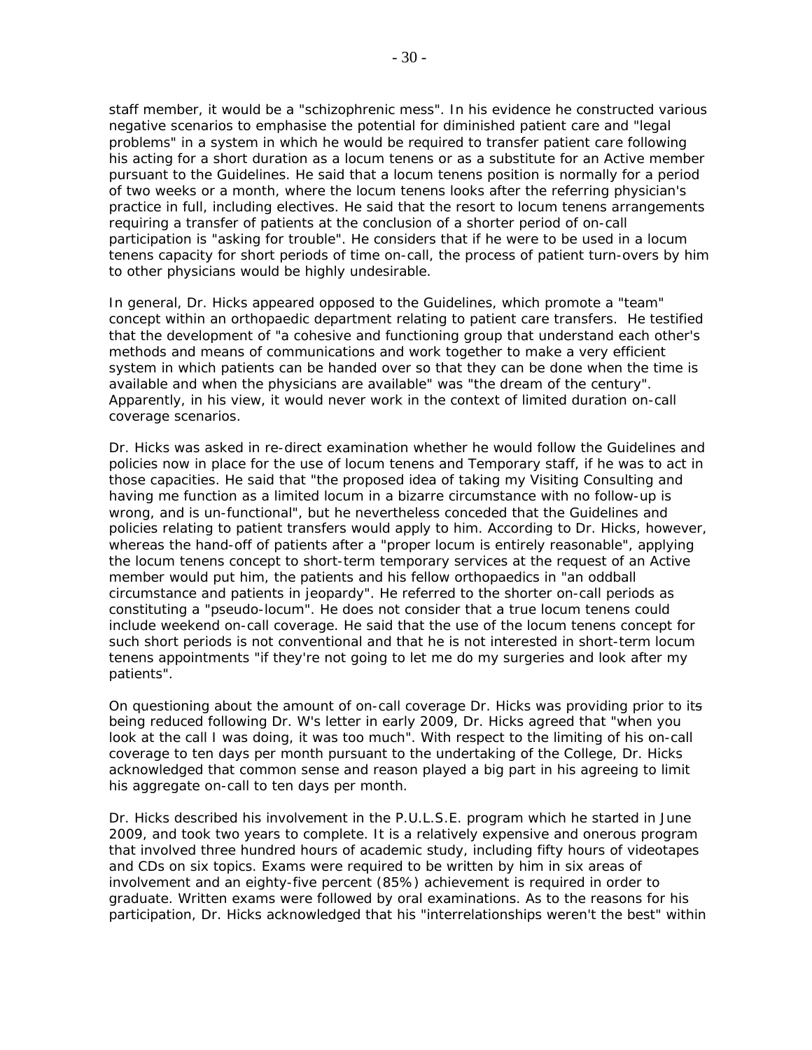staff member, it would be a "schizophrenic mess". In his evidence he constructed various negative scenarios to emphasise the potential for diminished patient care and "legal problems" in a system in which he would be required to transfer patient care following his acting for a short duration as a locum tenens or as a substitute for an Active member pursuant to the Guidelines. He said that a locum tenens position is normally for a period of two weeks or a month, where the locum tenens looks after the referring physician's practice in full, including electives. He said that the resort to locum tenens arrangements requiring a transfer of patients at the conclusion of a shorter period of on-call participation is "asking for trouble". He considers that if he were to be used in a locum tenens capacity for short periods of time on-call, the process of patient turn-overs by him to other physicians would be highly undesirable.

In general, Dr. Hicks appeared opposed to the Guidelines, which promote a "team" concept within an orthopaedic department relating to patient care transfers. He testified that the development of "a cohesive and functioning group that understand each other's methods and means of communications and work together to make a very efficient system in which patients can be handed over so that they can be done when the time is available and when the physicians are available" was "the dream of the century". Apparently, in his view, it would never work in the context of limited duration on-call coverage scenarios.

Dr. Hicks was asked in re-direct examination whether he would follow the Guidelines and policies now in place for the use of locum tenens and Temporary staff, if he was to act in those capacities. He said that "the proposed idea of taking my Visiting Consulting and having me function as a limited locum in a bizarre circumstance with no follow-up is wrong, and is un-functional", but he nevertheless conceded that the Guidelines and policies relating to patient transfers would apply to him. According to Dr. Hicks, however, whereas the hand-off of patients after a "proper locum is entirely reasonable", applying the locum tenens concept to short-term temporary services at the request of an Active member would put him, the patients and his fellow orthopaedics in "an oddball circumstance and patients in jeopardy". He referred to the shorter on-call periods as constituting a "pseudo-locum". He does not consider that a true locum tenens could include weekend on-call coverage. He said that the use of the locum tenens concept for such short periods is not conventional and that he is not interested in short-term locum tenens appointments "if they're not going to let me do my surgeries and look after my patients".

On questioning about the amount of on-call coverage Dr. Hicks was providing prior to its being reduced following Dr. W's letter in early 2009, Dr. Hicks agreed that "when you look at the call I was doing, it was too much". With respect to the limiting of his on-call coverage to ten days per month pursuant to the undertaking of the College, Dr. Hicks acknowledged that common sense and reason played a big part in his agreeing to limit his aggregate on-call to ten days per month.

Dr. Hicks described his involvement in the P.U.L.S.E. program which he started in June 2009, and took two years to complete. It is a relatively expensive and onerous program that involved three hundred hours of academic study, including fifty hours of videotapes and CDs on six topics. Exams were required to be written by him in six areas of involvement and an eighty-five percent (85%) achievement is required in order to graduate. Written exams were followed by oral examinations. As to the reasons for his participation, Dr. Hicks acknowledged that his "interrelationships weren't the best" within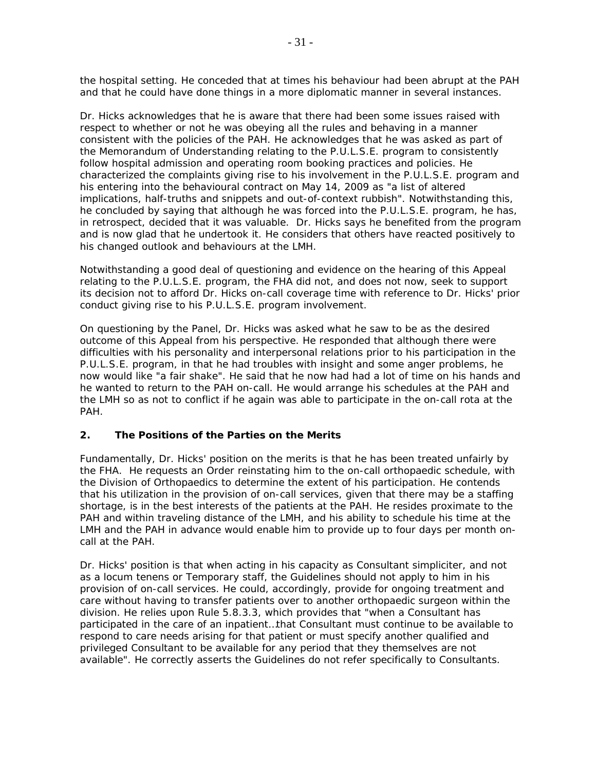the hospital setting. He conceded that at times his behaviour had been abrupt at the PAH and that he could have done things in a more diplomatic manner in several instances.

Dr. Hicks acknowledges that he is aware that there had been some issues raised with respect to whether or not he was obeying all the rules and behaving in a manner consistent with the policies of the PAH. He acknowledges that he was asked as part of the Memorandum of Understanding relating to the P.U.L.S.E. program to consistently follow hospital admission and operating room booking practices and policies. He characterized the complaints giving rise to his involvement in the P.U.L.S.E. program and his entering into the behavioural contract on May 14, 2009 as "a list of altered implications, half-truths and snippets and out-of-context rubbish". Notwithstanding this, he concluded by saying that although he was forced into the P.U.L.S.E. program, he has, in retrospect, decided that it was valuable. Dr. Hicks says he benefited from the program and is now glad that he undertook it. He considers that others have reacted positively to his changed outlook and behaviours at the LMH.

Notwithstanding a good deal of questioning and evidence on the hearing of this Appeal relating to the P.U.L.S.E. program, the FHA did not, and does not now, seek to support its decision not to afford Dr. Hicks on-call coverage time with reference to Dr. Hicks' prior conduct giving rise to his P.U.L.S.E. program involvement.

On questioning by the Panel, Dr. Hicks was asked what he saw to be as the desired outcome of this Appeal from his perspective. He responded that although there were difficulties with his personality and interpersonal relations prior to his participation in the P.U.L.S.E. program, in that he had troubles with insight and some anger problems, he now would like "a fair shake". He said that he now had had a lot of time on his hands and he wanted to return to the PAH on-call. He would arrange his schedules at the PAH and the LMH so as not to conflict if he again was able to participate in the on-call rota at the PAH.

## 2. The Positions of the Parties on the Merits

Fundamentally, Dr. Hicks' position on the merits is that he has been treated unfairly by the FHA. He requests an Order reinstating him to the on-call orthopaedic schedule, with the Division of Orthopaedics to determine the extent of his participation. He contends that his utilization in the provision of on-call services, given that there may be a staffing shortage, is in the best interests of the patients at the PAH. He resides proximate to the PAH and within traveling distance of the LMH, and his ability to schedule his time at the LMH and the PAH in advance would enable him to provide up to four days per month on-call at the PAH.

Dr. Hicks' position is that when acting in his capacity as Consultant simpliciter, and not as a locum tenens or Temporary staff, the Guidelines should not apply to him in his provision of on-call services. He could, accordingly, provide for ongoing treatment and care without having to transfer patients over to another orthopaedic surgeon within the division. He relies upon Rule 5.8.3.3, which provides that "when a Consultant has participated in the care of an inpatient…that Consultant must continue to be available to respond to care needs arising for that patient or must specify another qualified and privileged Consultant to be available for any period that they themselves are not available". He correctly asserts the Guidelines do not refer specifically to Consultants.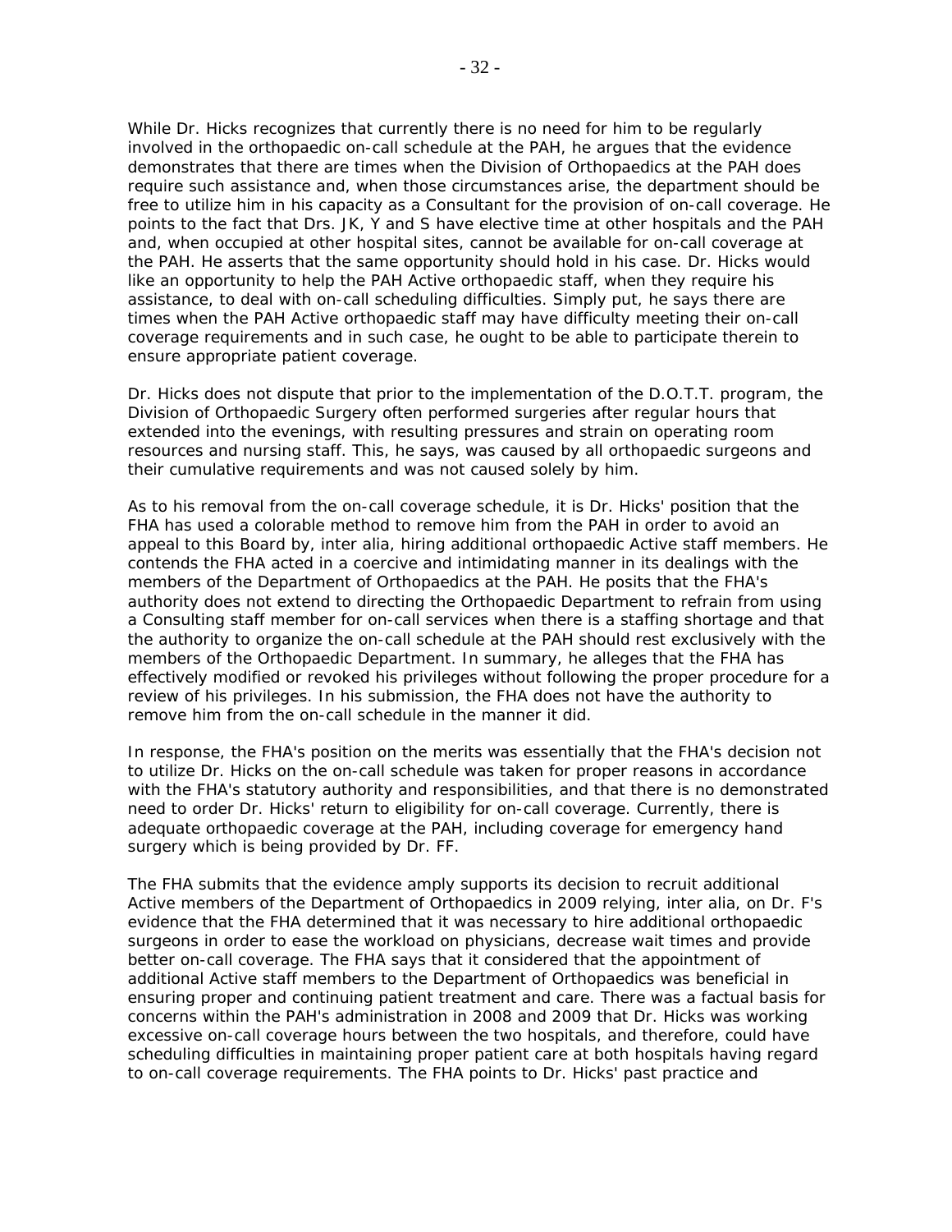While Dr. Hicks recognizes that currently there is no need for him to be regularly involved in the orthopaedic on-call schedule at the PAH, he argues that the evidence demonstrates that there are times when the Division of Orthopaedics at the PAH does require such assistance and, when those circumstances arise, the department should be free to utilize him in his capacity as a Consultant for the provision of on-call coverage. He points to the fact that Drs. JK, Y and S have elective time at other hospitals and the PAH and, when occupied at other hospital sites, cannot be available for on-call coverage at the PAH. He asserts that the same opportunity should hold in his case. Dr. Hicks would like an opportunity to help the PAH Active orthopaedic staff, when they require his assistance, to deal with on-call scheduling difficulties. Simply put, he says there are times when the PAH Active orthopaedic staff may have difficulty meeting their on-call coverage requirements and in such case, he ought to be able to participate therein to ensure appropriate patient coverage.

Dr. Hicks does not dispute that prior to the implementation of the D.O.T.T. program, the Division of Orthopaedic Surgery often performed surgeries after regular hours that extended into the evenings, with resulting pressures and strain on operating room resources and nursing staff. This, he says, was caused by all orthopaedic surgeons and their cumulative requirements and was not caused solely by him.

As to his removal from the on-call coverage schedule, it is Dr. Hicks' position that the FHA has used a colorable method to remove him from the PAH in order to avoid an appeal to this Board by, inter alia, hiring additional orthopaedic Active staff members. He contends the FHA acted in a coercive and intimidating manner in its dealings with the members of the Department of Orthopaedics at the PAH. He posits that the FHA's authority does not extend to directing the Orthopaedic Department to refrain from using a Consulting staff member for on-call services when there is a staffing shortage and that the authority to organize the on-call schedule at the PAH should rest exclusively with the members of the Orthopaedic Department. In summary, he alleges that the FHA has effectively modified or revoked his privileges without following the proper procedure for a review of his privileges. In his submission, the FHA does not have the authority to remove him from the on-call schedule in the manner it did.

In response, the FHA's position on the merits was essentially that the FHA's decision not to utilize Dr. Hicks on the on-call schedule was taken for proper reasons in accordance with the FHA's statutory authority and responsibilities, and that there is no demonstrated need to order Dr. Hicks' return to eligibility for on-call coverage. Currently, there is adequate orthopaedic coverage at the PAH, including coverage for emergency hand surgery which is being provided by Dr. FF.

The FHA submits that the evidence amply supports its decision to recruit additional Active members of the Department of Orthopaedics in 2009 relying, inter alia, on Dr. F's evidence that the FHA determined that it was necessary to hire additional orthopaedic surgeons in order to ease the workload on physicians, decrease wait times and provide better on-call coverage. The FHA says that it considered that the appointment of additional Active staff members to the Department of Orthopaedics was beneficial in ensuring proper and continuing patient treatment and care. There was a factual basis for concerns within the PAH's administration in 2008 and 2009 that Dr. Hicks was working excessive on-call coverage hours between the two hospitals, and therefore, could have scheduling difficulties in maintaining proper patient care at both hospitals having regard to on-call coverage requirements. The FHA points to Dr. Hicks' past practice and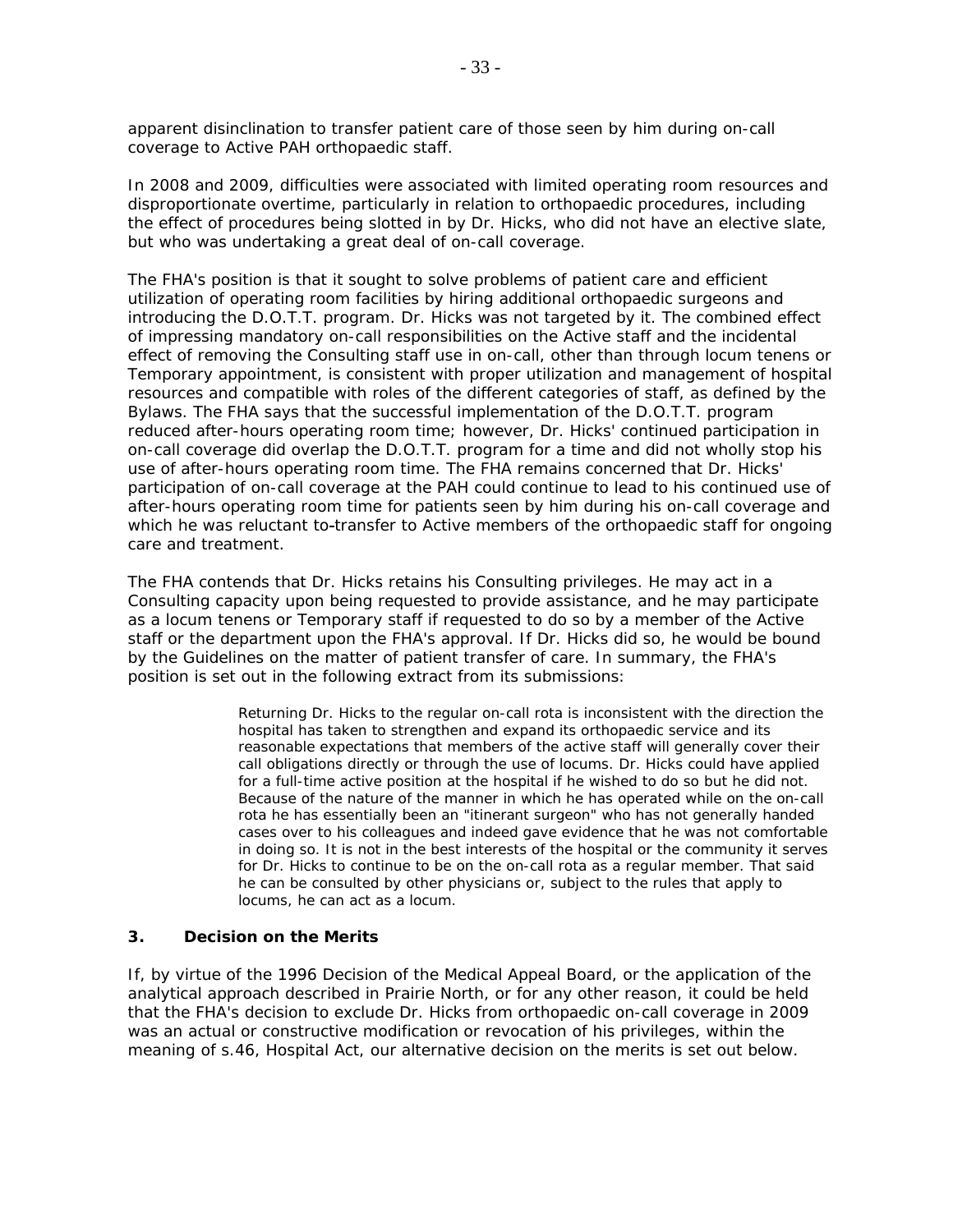apparent disinclination to transfer patient care of those seen by him during on-call coverage to Active PAH orthopaedic staff.

In 2008 and 2009, difficulties were associated with limited operating room resources and disproportionate overtime, particularly in relation to orthopaedic procedures, including the effect of procedures being slotted in by Dr. Hicks, who did not have an elective slate, but who was undertaking a great deal of on-call coverage.

The FHA's position is that it sought to solve problems of patient care and efficient utilization of operating room facilities by hiring additional orthopaedic surgeons and introducing the D.O.T.T. program. Dr. Hicks was not targeted by it. The combined effect of impressing mandatory on-call responsibilities on the Active staff and the incidental effect of removing the Consulting staff use in on-call, other than through locum tenens or Temporary appointment, is consistent with proper utilization and management of hospital resources and compatible with roles of the different categories of staff, as defined by the Bylaws. The FHA says that the successful implementation of the D.O.T.T. program reduced after-hours operating room time; however, Dr. Hicks' continued participation in on-call coverage did overlap the D.O.T.T. program for a time and did not wholly stop his use of after-hours operating room time. The FHA remains concerned that Dr. Hicks' participation of on-call coverage at the PAH could continue to lead to his continued use of after-hours operating room time for patients seen by him during his on-call coverage and which he was reluctant to-transfer to Active members of the orthopaedic staff for ongoing care and treatment.

The FHA contends that Dr. Hicks retains his Consulting privileges. He may act in a Consulting capacity upon being requested to provide assistance, and he may participate as a locum tenens or Temporary staff if requested to do so by a member of the Active staff or the department upon the FHA's approval. If Dr. Hicks did so, he would be bound by the Guidelines on the matter of patient transfer of care. In summary, the FHA's position is set out in the following extract from its submissions:

> Returning Dr. Hicks to the regular on-call rota is inconsistent with the direction the hospital has taken to strengthen and expand its orthopaedic service and its reasonable expectations that members of the active staff will generally cover their call obligations directly or through the use of locums. Dr. Hicks could have applied for a full-time active position at the hospital if he wished to do so but he did not. Because of the nature of the manner in which he has operated while on the on-call rota he has essentially been an "itinerant surgeon" who has not generally handed cases over to his colleagues and indeed gave evidence that he was not comfortable in doing so. It is not in the best interests of the hospital or the community it serves for Dr. Hicks to continue to be on the on-call rota as a regular member. That said he can be consulted by other physicians or, subject to the rules that apply to locums, he can act as a locum.

### 3. Decision on the Merits

If, by virtue of the 1996 Decision of the Medical Appeal Board, or the application of the analytical approach described in Prairie North, or for any other reason, it could be held that the FHA's decision to exclude Dr. Hicks from orthopaedic on-call coverage in 2009 was an actual or constructive modification or revocation of his privileges, within the meaning of s.46, Hospital Act, our alternative decision on the merits is set out below.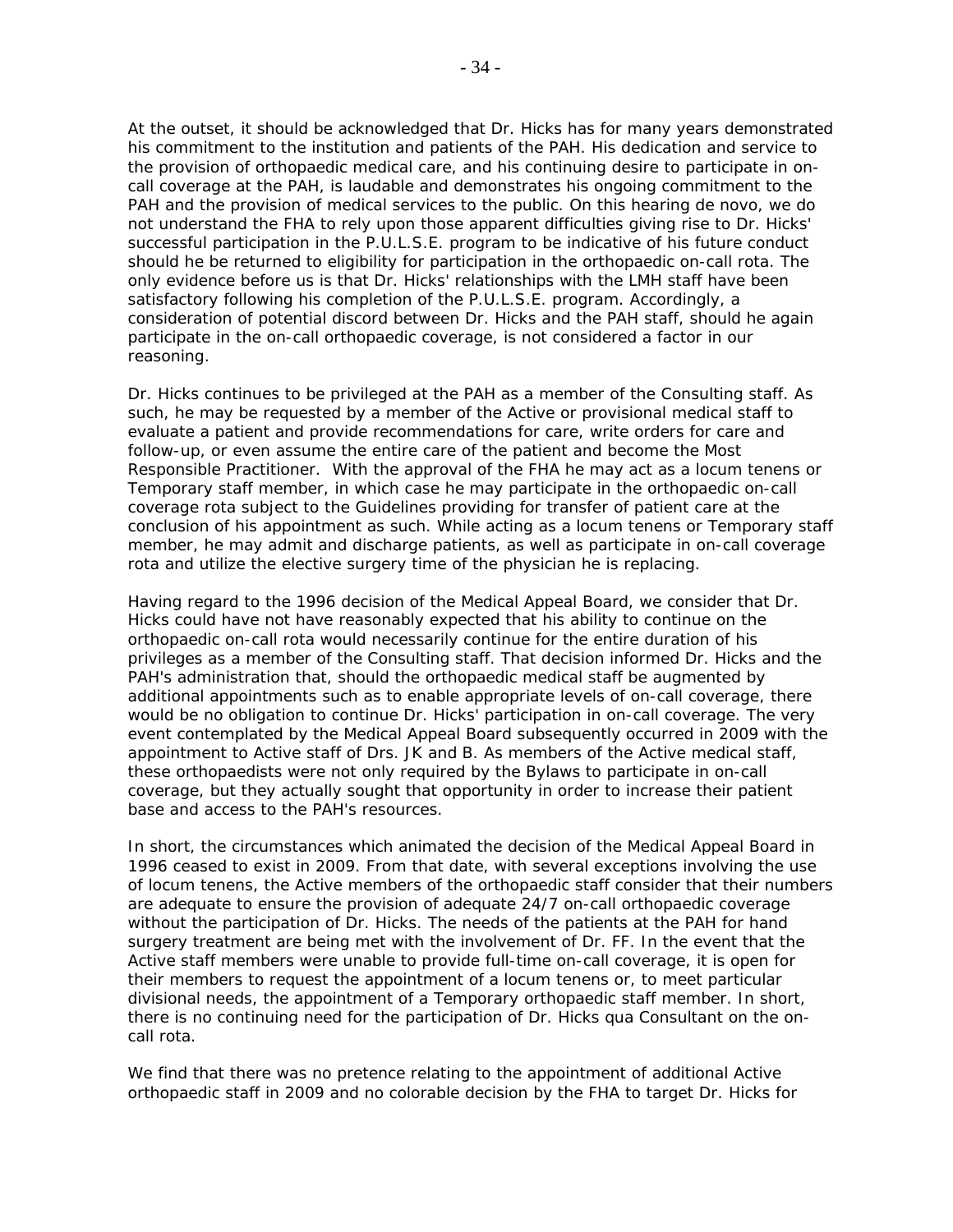At the outset, it should be acknowledged that Dr. Hicks has for many years demonstrated his commitment to the institution and patients of the PAH. His dedication and service to the provision of orthopaedic medical care, and his continuing desire to participate in on-call coverage at the PAH, is laudable and demonstrates his ongoing commitment to the PAH and the provision of medical services to the public. On this hearing de novo, we do not understand the FHA to rely upon those apparent difficulties giving rise to Dr. Hicks' successful participation in the P.U.L.S.E. program to be indicative of his future conduct should he be returned to eligibility for participation in the orthopaedic on-call rota. The only evidence before us is that Dr. Hicks' relationships with the LMH staff have been satisfactory following his completion of the P.U.L.S.E. program. Accordingly, a consideration of potential discord between Dr. Hicks and the PAH staff, should he again participate in the on-call orthopaedic coverage, is not considered a factor in our reasoning.

Dr. Hicks continues to be privileged at the PAH as a member of the Consulting staff. As such, he may be requested by a member of the Active or provisional medical staff to evaluate a patient and provide recommendations for care, write orders for care and follow-up, or even assume the entire care of the patient and become the Most Responsible Practitioner. With the approval of the FHA he may act as a locum tenens or Temporary staff member, in which case he may participate in the orthopaedic on-call coverage rota subject to the Guidelines providing for transfer of patient care at the conclusion of his appointment as such. While acting as a locum tenens or Temporary staff member, he may admit and discharge patients, as well as participate in on-call coverage rota and utilize the elective surgery time of the physician he is replacing.

Having regard to the 1996 decision of the Medical Appeal Board, we consider that Dr. Hicks could have not have reasonably expected that his ability to continue on the orthopaedic on-call rota would necessarily continue for the entire duration of his privileges as a member of the Consulting staff. That decision informed Dr. Hicks and the PAH's administration that, should the orthopaedic medical staff be augmented by additional appointments such as to enable appropriate levels of on-call coverage, there would be no obligation to continue Dr. Hicks' participation in on-call coverage. The very event contemplated by the Medical Appeal Board subsequently occurred in 2009 with the appointment to Active staff of Drs. JK and B. As members of the Active medical staff, these orthopaedists were not only required by the Bylaws to participate in on-call coverage, but they actually sought that opportunity in order to increase their patient base and access to the PAH's resources.

In short, the circumstances which animated the decision of the Medical Appeal Board in 1996 ceased to exist in 2009. From that date, with several exceptions involving the use of locum tenens, the Active members of the orthopaedic staff consider that their numbers are adequate to ensure the provision of adequate 24/7 on-call orthopaedic coverage without the participation of Dr. Hicks. The needs of the patients at the PAH for hand surgery treatment are being met with the involvement of Dr. FF. In the event that the Active staff members were unable to provide full-time on-call coverage, it is open for their members to request the appointment of a locum tenens or, to meet particular divisional needs, the appointment of a Temporary orthopaedic staff member. In short, there is no continuing need for the participation of Dr. Hicks qua Consultant on the on-call rota.

We find that there was no pretence relating to the appointment of additional Active orthopaedic staff in 2009 and no colorable decision by the FHA to target Dr. Hicks for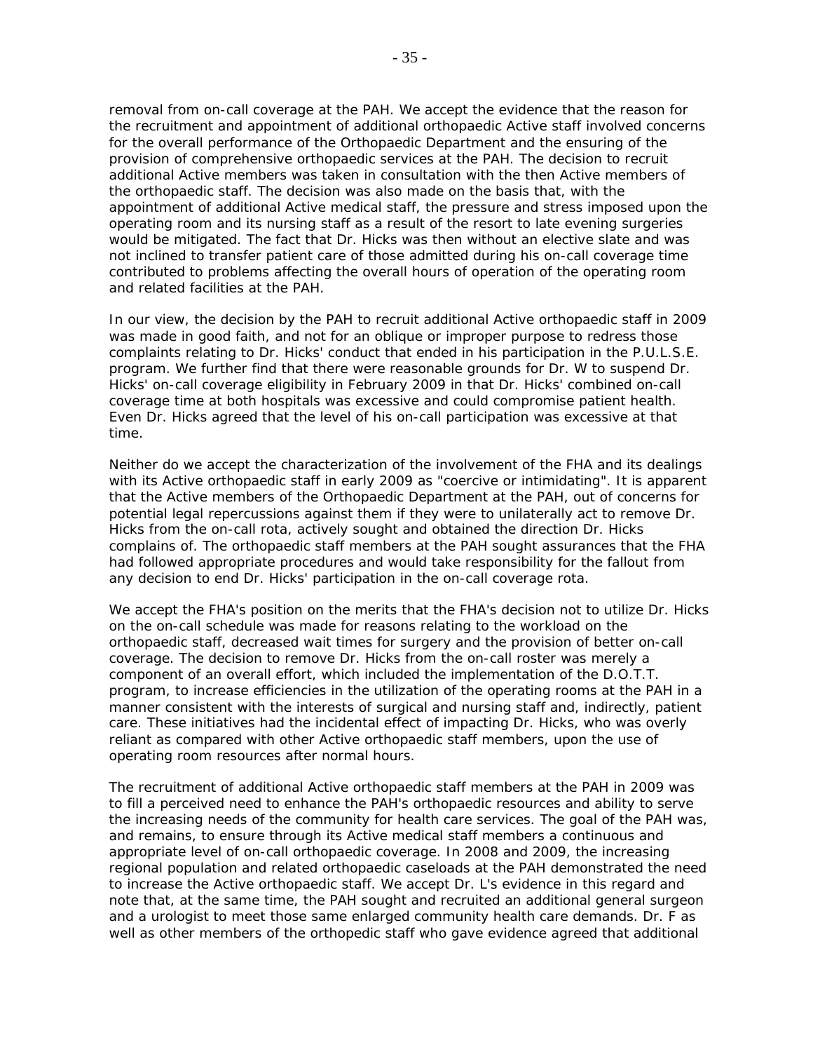removal from on-call coverage at the PAH. We accept the evidence that the reason for the recruitment and appointment of additional orthopaedic Active staff involved concerns for the overall performance of the Orthopaedic Department and the ensuring of the provision of comprehensive orthopaedic services at the PAH. The decision to recruit additional Active members was taken in consultation with the then Active members of the orthopaedic staff. The decision was also made on the basis that, with the appointment of additional Active medical staff, the pressure and stress imposed upon the operating room and its nursing staff as a result of the resort to late evening surgeries would be mitigated. The fact that Dr. Hicks was then without an elective slate and was not inclined to transfer patient care of those admitted during his on-call coverage time contributed to problems affecting the overall hours of operation of the operating room and related facilities at the PAH.

In our view, the decision by the PAH to recruit additional Active orthopaedic staff in 2009 was made in good faith, and not for an oblique or improper purpose to redress those complaints relating to Dr. Hicks' conduct that ended in his participation in the P.U.L.S.E. program. We further find that there were reasonable grounds for Dr. W to suspend Dr. Hicks' on-call coverage eligibility in February 2009 in that Dr. Hicks' combined on-call coverage time at both hospitals was excessive and could compromise patient health. Even Dr. Hicks agreed that the level of his on-call participation was excessive at that time.

Neither do we accept the characterization of the involvement of the FHA and its dealings with its Active orthopaedic staff in early 2009 as "coercive or intimidating". It is apparent that the Active members of the Orthopaedic Department at the PAH, out of concerns for potential legal repercussions against them if they were to unilaterally act to remove Dr. Hicks from the on-call rota, actively sought and obtained the direction Dr. Hicks complains of. The orthopaedic staff members at the PAH sought assurances that the FHA had followed appropriate procedures and would take responsibility for the fallout from any decision to end Dr. Hicks' participation in the on-call coverage rota.

We accept the FHA's position on the merits that the FHA's decision not to utilize Dr. Hicks on the on-call schedule was made for reasons relating to the workload on the orthopaedic staff, decreased wait times for surgery and the provision of better on-call coverage. The decision to remove Dr. Hicks from the on-call roster was merely a component of an overall effort, which included the implementation of the D.O.T.T. program, to increase efficiencies in the utilization of the operating rooms at the PAH in a manner consistent with the interests of surgical and nursing staff and, indirectly, patient care. These initiatives had the incidental effect of impacting Dr. Hicks, who was overly reliant as compared with other Active orthopaedic staff members, upon the use of operating room resources after normal hours.

The recruitment of additional Active orthopaedic staff members at the PAH in 2009 was to fill a perceived need to enhance the PAH's orthopaedic resources and ability to serve the increasing needs of the community for health care services. The goal of the PAH was, and remains, to ensure through its Active medical staff members a continuous and appropriate level of on-call orthopaedic coverage. In 2008 and 2009, the increasing regional population and related orthopaedic caseloads at the PAH demonstrated the need to increase the Active orthopaedic staff. We accept Dr. L's evidence in this regard and note that, at the same time, the PAH sought and recruited an additional general surgeon and a urologist to meet those same enlarged community health care demands. Dr. F as well as other members of the orthopedic staff who gave evidence agreed that additional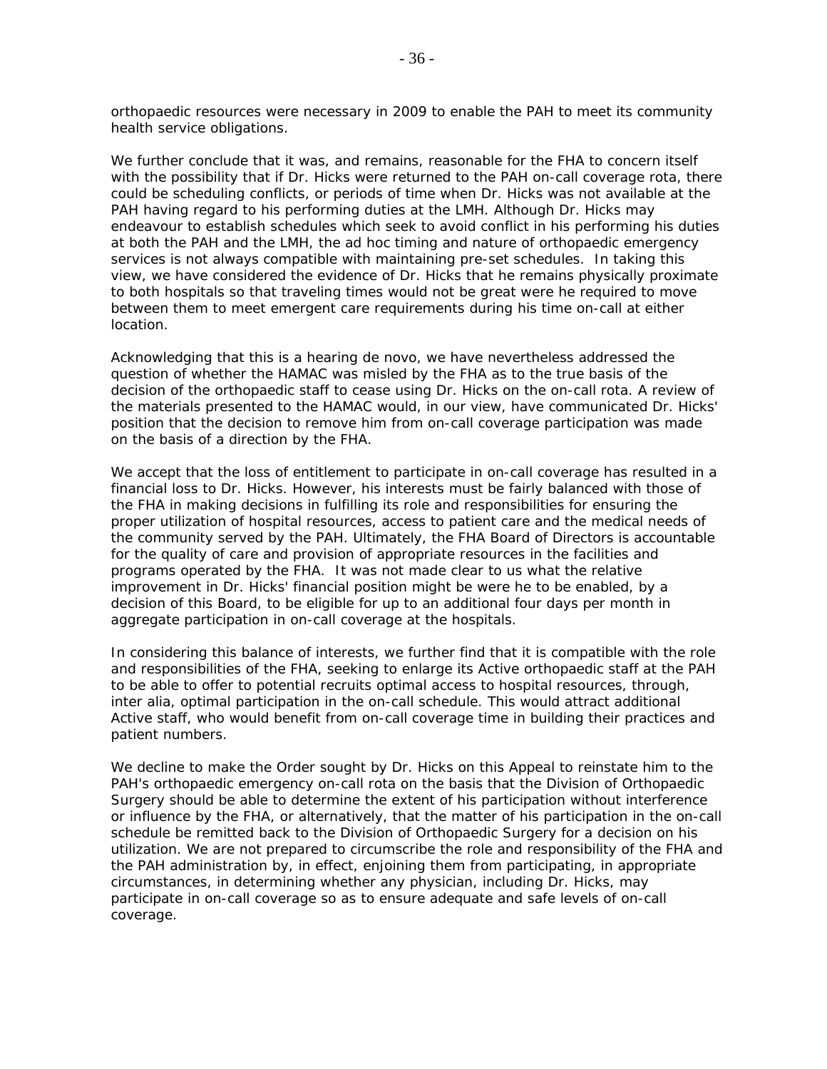orthopaedic resources were necessary in 2009 to enable the PAH to meet its community health service obligations.

We further conclude that it was, and remains, reasonable for the FHA to concern itself with the possibility that if Dr. Hicks were returned to the PAH on-call coverage rota, there could be scheduling conflicts, or periods of time when Dr. Hicks was not available at the PAH having regard to his performing duties at the LMH. Although Dr. Hicks may endeavour to establish schedules which seek to avoid conflict in his performing his duties at both the PAH and the LMH, the ad hoc timing and nature of orthopaedic emergency services is not always compatible with maintaining pre-set schedules. In taking this view, we have considered the evidence of Dr. Hicks that he remains physically proximate to both hospitals so that traveling times would not be great were he required to move between them to meet emergent care requirements during his time on-call at either location.

Acknowledging that this is a hearing de novo, we have nevertheless addressed the question of whether the HAMAC was misled by the FHA as to the true basis of the decision of the orthopaedic staff to cease using Dr. Hicks on the on-call rota. A review of the materials presented to the HAMAC would, in our view, have communicated Dr. Hicks' position that the decision to remove him from on-call coverage participation was made on the basis of a direction by the FHA.

We accept that the loss of entitlement to participate in on-call coverage has resulted in a financial loss to Dr. Hicks. However, his interests must be fairly balanced with those of the FHA in making decisions in fulfilling its role and responsibilities for ensuring the proper utilization of hospital resources, access to patient care and the medical needs of the community served by the PAH. Ultimately, the FHA Board of Directors is accountable for the quality of care and provision of appropriate resources in the facilities and programs operated by the FHA. It was not made clear to us what the relative improvement in Dr. Hicks' financial position might be were he to be enabled, by a decision of this Board, to be eligible for up to an additional four days per month in aggregate participation in on-call coverage at the hospitals.

In considering this balance of interests, we further find that it is compatible with the role and responsibilities of the FHA, seeking to enlarge its Active orthopaedic staff at the PAH to be able to offer to potential recruits optimal access to hospital resources, through, inter alia, optimal participation in the on-call schedule. This would attract additional Active staff, who would benefit from on-call coverage time in building their practices and patient numbers.

We decline to make the Order sought by Dr. Hicks on this Appeal to reinstate him to the PAH's orthopaedic emergency on-call rota on the basis that the Division of Orthopaedic Surgery should be able to determine the extent of his participation without interference or influence by the FHA, or alternatively, that the matter of his participation in the on-call schedule be remitted back to the Division of Orthopaedic Surgery for a decision on his utilization. We are not prepared to circumscribe the role and responsibility of the FHA and the PAH administration by, in effect, enjoining them from participating, in appropriate circumstances, in determining whether any physician, including Dr. Hicks, may participate in on-call coverage so as to ensure adequate and safe levels of on-call coverage.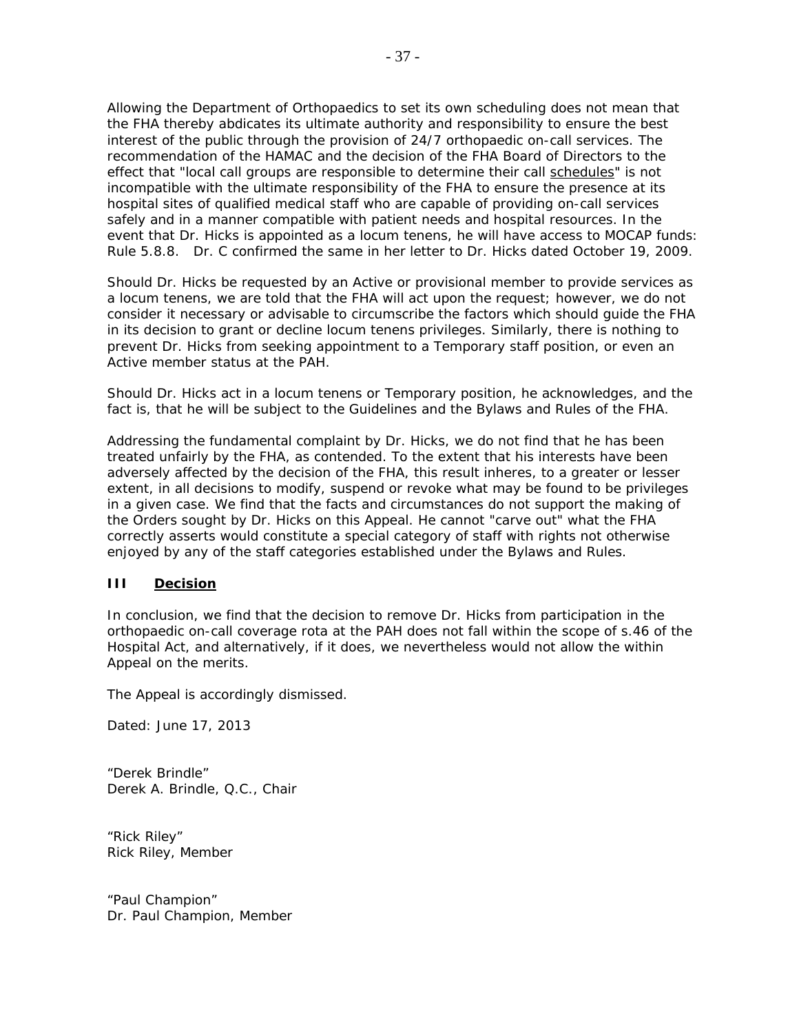Allowing the Department of Orthopaedics to set its own scheduling does not mean that the FHA thereby abdicates its ultimate authority and responsibility to ensure the best interest of the public through the provision of 24/7 orthopaedic on-call services. The recommendation of the HAMAC and the decision of the FHA Board of Directors to the effect that "local call groups are responsible to determine their call <u>schedules</u>" is not incompatible with the ultimate responsibility of the FHA to ensure the presence at its hospital sites of qualified medical staff who are capable of providing on-call services safely and in a manner compatible with patient needs and hospital resources. In the event that Dr. Hicks is appointed as a locum tenens, he will have access to MOCAP funds: Rule 5.8.8. Dr. C confirmed the same in her letter to Dr. Hicks dated October 19, 2009.

Should Dr. Hicks be requested by an Active or provisional member to provide services as a locum tenens, we are told that the FHA will act upon the request; however, we do not consider it necessary or advisable to circumscribe the factors which should guide the FHA in its decision to grant or decline locum tenens privileges. Similarly, there is nothing to prevent Dr. Hicks from seeking appointment to a Temporary staff position, or even an Active member status at the PAH.

Should Dr. Hicks act in a locum tenens or Temporary position, he acknowledges, and the fact is, that he will be subject to the Guidelines and the Bylaws and Rules of the FHA.

Addressing the fundamental complaint by Dr. Hicks, we do not find that he has been treated unfairly by the FHA, as contended. To the extent that his interests have been adversely affected by the decision of the FHA, this result inheres, to a greater or lesser extent, in all decisions to modify, suspend or revoke what may be found to be privileges in a given case. We find that the facts and circumstances do not support the making of the Orders sought by Dr. Hicks on this Appeal. He cannot "carve out" what the FHA correctly asserts would constitute a special category of staff with rights not otherwise enjoyed by any of the staff categories established under the Bylaws and Rules.

## III <u>Decision</u>

In conclusion, we find that the decision to remove Dr. Hicks from participation in the orthopaedic on-call coverage rota at the PAH does not fall within the scope of s.46 of the Hospital Act, and alternatively, if it does, we nevertheless would not allow the within Appeal on the merits.

The Appeal is accordingly dismissed.

Dated: June 17, 2013

"Derek Brindle"
Derek A. Brindle, Q.C., Chair

"Rick Riley"
Rick Riley, Member

"Paul Champion"
Dr. Paul Champion, Member